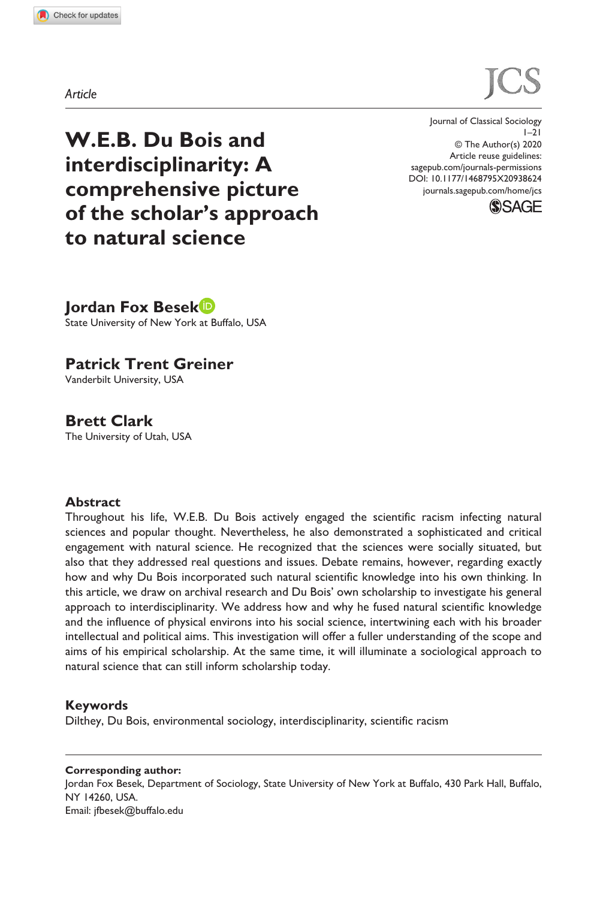*Article*

# W.E.B. Du Bois and interdisciplinarity: A comprehensive picture of the scholar's approach to natural science

Journal of Classical Sociology
© The Author(s) 2020
Article reuse guidelines:
sagepub.com/journals-permissions
DOI: 10.1177/1468795X20938624
journals.sagepub.com/home/jcs

**Jordan Fox Besek**
State University of New York at Buffalo, USA

**Patrick Trent Greiner**
Vanderbilt University, USA

**Brett Clark**
The University of Utah, USA

## Abstract

Throughout his life, W.E.B. Du Bois actively engaged the scientific racism infecting natural sciences and popular thought. Nevertheless, he also demonstrated a sophisticated and critical engagement with natural science. He recognized that the sciences were socially situated, but also that they addressed real questions and issues. Debate remains, however, regarding exactly how and why Du Bois incorporated such natural scientific knowledge into his own thinking. In this article, we draw on archival research and Du Bois' own scholarship to investigate his general approach to interdisciplinarity. We address how and why he fused natural scientific knowledge and the influence of physical environs into his social science, intertwining each with his broader intellectual and political aims. This investigation will offer a fuller understanding of the scope and aims of his empirical scholarship. At the same time, it will illuminate a sociological approach to natural science that can still inform scholarship today.

## Keywords

Dilthey, Du Bois, environmental sociology, interdisciplinarity, scientific racism

**Corresponding author:**
Jordan Fox Besek, Department of Sociology, State University of New York at Buffalo, 430 Park Hall, Buffalo, NY 14260, USA.
Email: jfbesek@buffalo.edu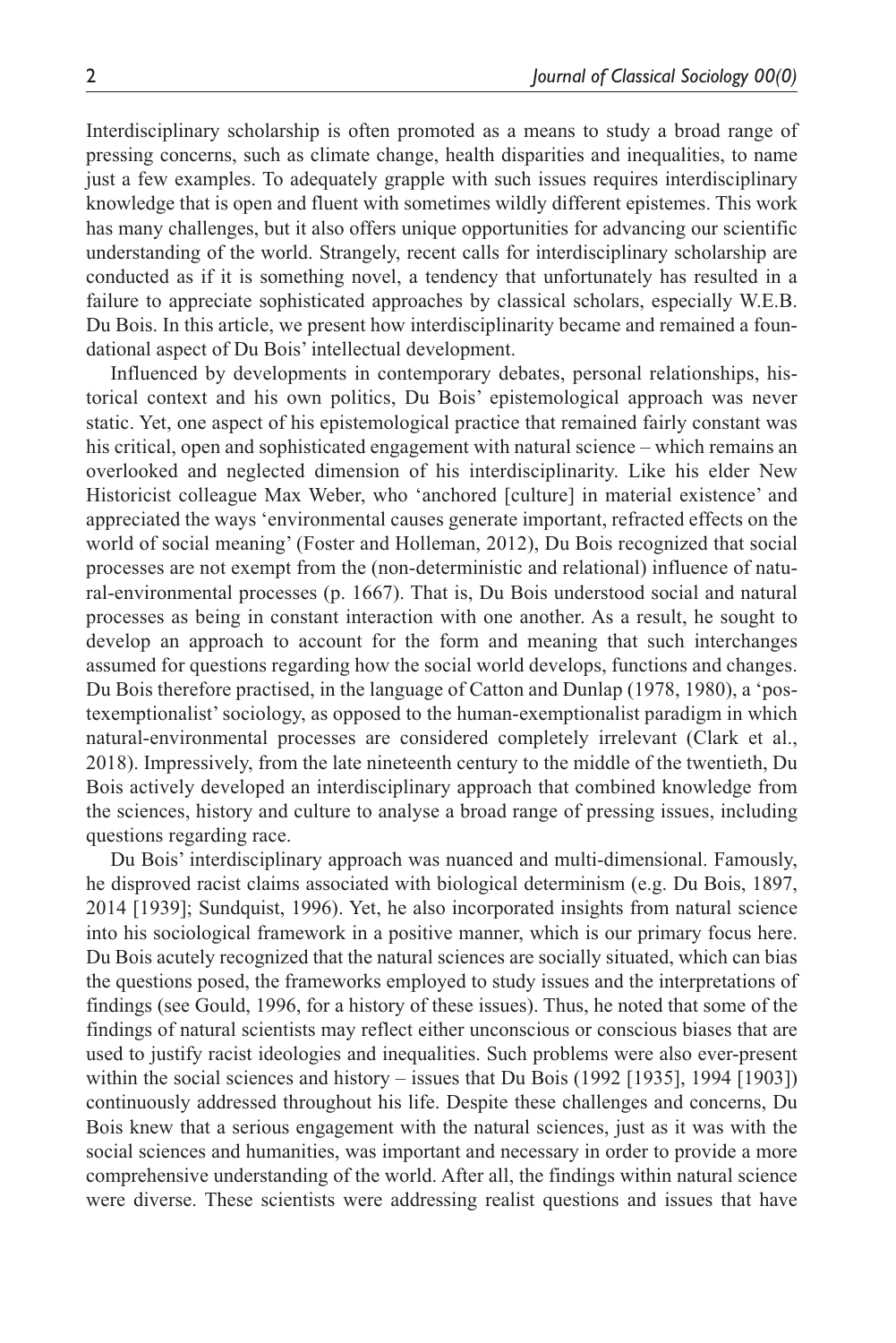Interdisciplinary scholarship is often promoted as a means to study a broad range of pressing concerns, such as climate change, health disparities and inequalities, to name just a few examples. To adequately grapple with such issues requires interdisciplinary knowledge that is open and fluent with sometimes wildly different epistemes. This work has many challenges, but it also offers unique opportunities for advancing our scientific understanding of the world. Strangely, recent calls for interdisciplinary scholarship are conducted as if it is something novel, a tendency that unfortunately has resulted in a failure to appreciate sophisticated approaches by classical scholars, especially W.E.B. Du Bois. In this article, we present how interdisciplinarity became and remained a foundational aspect of Du Bois' intellectual development.

Influenced by developments in contemporary debates, personal relationships, historical context and his own politics, Du Bois' epistemological approach was never static. Yet, one aspect of his epistemological practice that remained fairly constant was his critical, open and sophisticated engagement with natural science – which remains an overlooked and neglected dimension of his interdisciplinarity. Like his elder New Historicist colleague Max Weber, who 'anchored [culture] in material existence' and appreciated the ways 'environmental causes generate important, refracted effects on the world of social meaning' (Foster and Holleman, 2012), Du Bois recognized that social processes are not exempt from the (non-deterministic and relational) influence of natural-environmental processes (p. 1667). That is, Du Bois understood social and natural processes as being in constant interaction with one another. As a result, he sought to develop an approach to account for the form and meaning that such interchanges assumed for questions regarding how the social world develops, functions and changes. Du Bois therefore practised, in the language of Catton and Dunlap (1978, 1980), a 'postexemptionalist' sociology, as opposed to the human-exemptionalist paradigm in which natural-environmental processes are considered completely irrelevant (Clark et al., 2018). Impressively, from the late nineteenth century to the middle of the twentieth, Du Bois actively developed an interdisciplinary approach that combined knowledge from the sciences, history and culture to analyse a broad range of pressing issues, including questions regarding race.

Du Bois' interdisciplinary approach was nuanced and multi-dimensional. Famously, he disproved racist claims associated with biological determinism (e.g. Du Bois, 1897, 2014 [1939]; Sundquist, 1996). Yet, he also incorporated insights from natural science into his sociological framework in a positive manner, which is our primary focus here. Du Bois acutely recognized that the natural sciences are socially situated, which can bias the questions posed, the frameworks employed to study issues and the interpretations of findings (see Gould, 1996, for a history of these issues). Thus, he noted that some of the findings of natural scientists may reflect either unconscious or conscious biases that are used to justify racist ideologies and inequalities. Such problems were also ever-present within the social sciences and history – issues that Du Bois (1992 [1935], 1994 [1903]) continuously addressed throughout his life. Despite these challenges and concerns, Du Bois knew that a serious engagement with the natural sciences, just as it was with the social sciences and humanities, was important and necessary in order to provide a more comprehensive understanding of the world. After all, the findings within natural science were diverse. These scientists were addressing realist questions and issues that have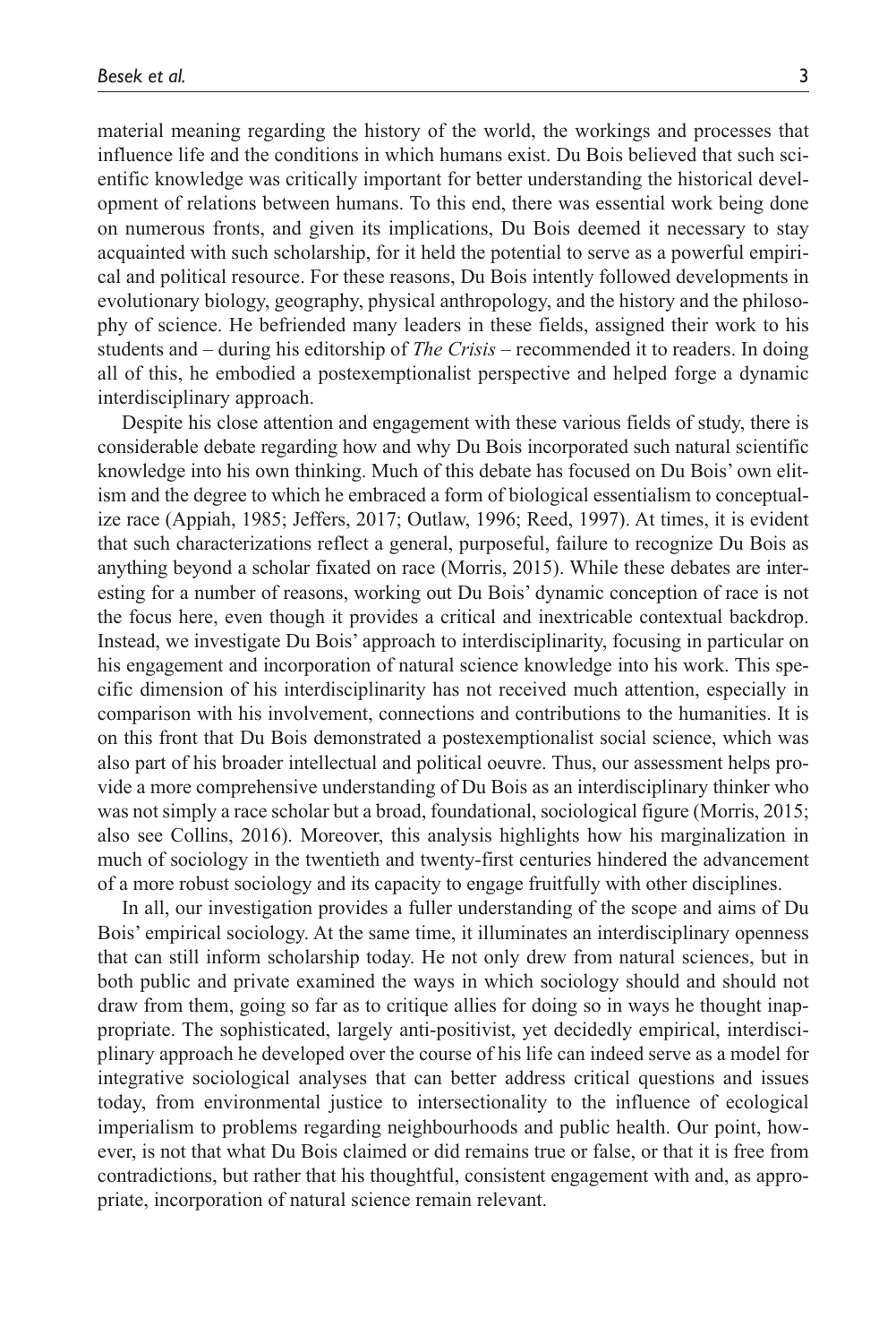material meaning regarding the history of the world, the workings and processes that influence life and the conditions in which humans exist. Du Bois believed that such scientific knowledge was critically important for better understanding the historical development of relations between humans. To this end, there was essential work being done on numerous fronts, and given its implications, Du Bois deemed it necessary to stay acquainted with such scholarship, for it held the potential to serve as a powerful empirical and political resource. For these reasons, Du Bois intently followed developments in evolutionary biology, geography, physical anthropology, and the history and the philosophy of science. He befriended many leaders in these fields, assigned their work to his students and – during his editorship of *The Crisis* – recommended it to readers. In doing all of this, he embodied a postexemptionalist perspective and helped forge a dynamic interdisciplinary approach.

Despite his close attention and engagement with these various fields of study, there is considerable debate regarding how and why Du Bois incorporated such natural scientific knowledge into his own thinking. Much of this debate has focused on Du Bois' own elitism and the degree to which he embraced a form of biological essentialism to conceptualize race (Appiah, 1985; Jeffers, 2017; Outlaw, 1996; Reed, 1997). At times, it is evident that such characterizations reflect a general, purposeful, failure to recognize Du Bois as anything beyond a scholar fixated on race (Morris, 2015). While these debates are interesting for a number of reasons, working out Du Bois' dynamic conception of race is not the focus here, even though it provides a critical and inextricable contextual backdrop. Instead, we investigate Du Bois' approach to interdisciplinarity, focusing in particular on his engagement and incorporation of natural science knowledge into his work. This specific dimension of his interdisciplinarity has not received much attention, especially in comparison with his involvement, connections and contributions to the humanities. It is on this front that Du Bois demonstrated a postexemptionalist social science, which was also part of his broader intellectual and political oeuvre. Thus, our assessment helps provide a more comprehensive understanding of Du Bois as an interdisciplinary thinker who was not simply a race scholar but a broad, foundational, sociological figure (Morris, 2015; also see Collins, 2016). Moreover, this analysis highlights how his marginalization in much of sociology in the twentieth and twenty-first centuries hindered the advancement of a more robust sociology and its capacity to engage fruitfully with other disciplines.

In all, our investigation provides a fuller understanding of the scope and aims of Du Bois' empirical sociology. At the same time, it illuminates an interdisciplinary openness that can still inform scholarship today. He not only drew from natural sciences, but in both public and private examined the ways in which sociology should and should not draw from them, going so far as to critique allies for doing so in ways he thought inappropriate. The sophisticated, largely anti-positivist, yet decidedly empirical, interdisciplinary approach he developed over the course of his life can indeed serve as a model for integrative sociological analyses that can better address critical questions and issues today, from environmental justice to intersectionality to the influence of ecological imperialism to problems regarding neighbourhoods and public health. Our point, however, is not that what Du Bois claimed or did remains true or false, or that it is free from contradictions, but rather that his thoughtful, consistent engagement with and, as appropriate, incorporation of natural science remain relevant.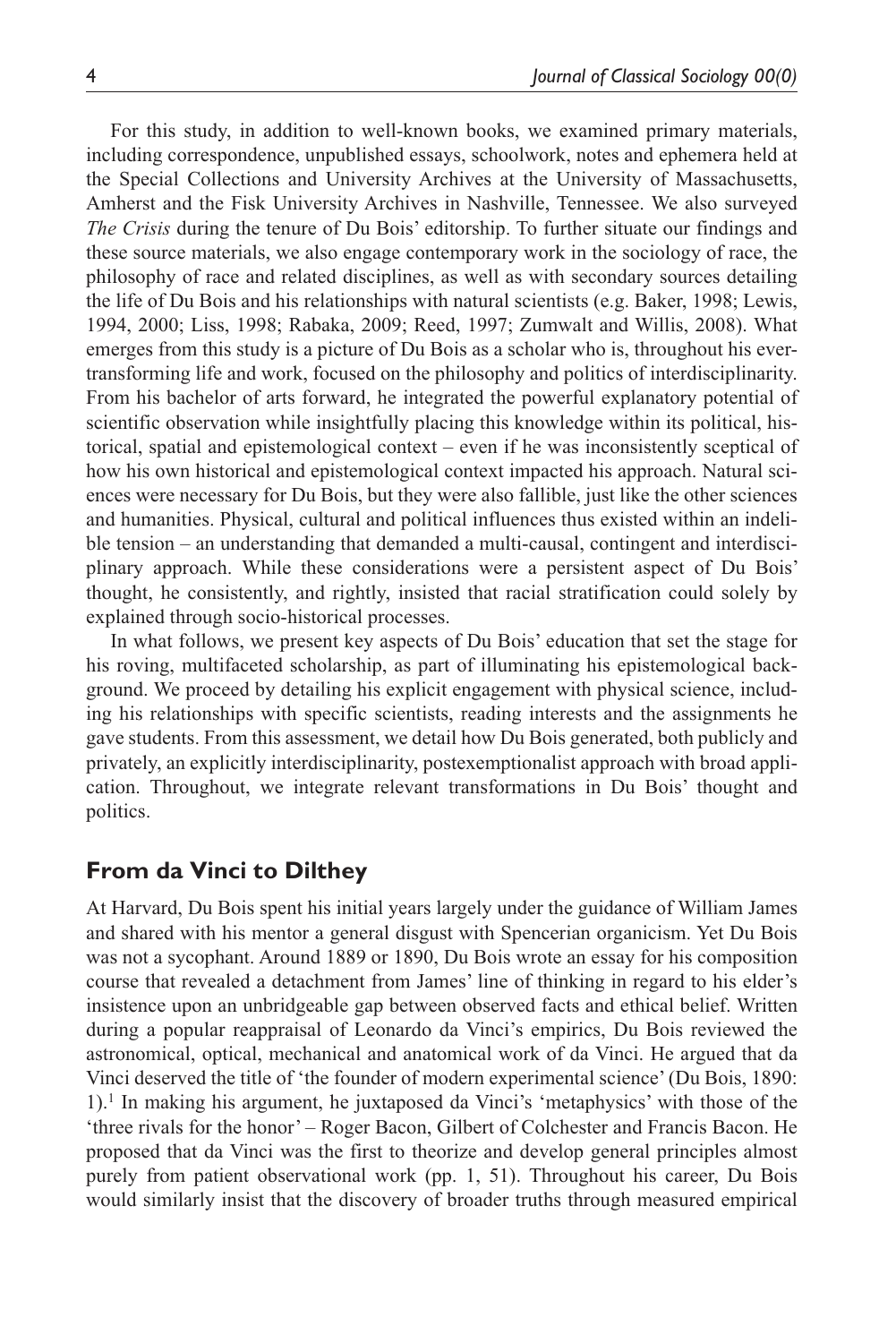For this study, in addition to well-known books, we examined primary materials, including correspondence, unpublished essays, schoolwork, notes and ephemera held at the Special Collections and University Archives at the University of Massachusetts, Amherst and the Fisk University Archives in Nashville, Tennessee. We also surveyed *The Crisis* during the tenure of Du Bois' editorship. To further situate our findings and these source materials, we also engage contemporary work in the sociology of race, the philosophy of race and related disciplines, as well as with secondary sources detailing the life of Du Bois and his relationships with natural scientists (e.g. Baker, 1998; Lewis, 1994, 2000; Liss, 1998; Rabaka, 2009; Reed, 1997; Zumwalt and Willis, 2008). What emerges from this study is a picture of Du Bois as a scholar who is, throughout his ever-transforming life and work, focused on the philosophy and politics of interdisciplinarity. From his bachelor of arts forward, he integrated the powerful explanatory potential of scientific observation while insightfully placing this knowledge within its political, historical, spatial and epistemological context – even if he was inconsistently sceptical of how his own historical and epistemological context impacted his approach. Natural sciences were necessary for Du Bois, but they were also fallible, just like the other sciences and humanities. Physical, cultural and political influences thus existed within an indelible tension – an understanding that demanded a multi-causal, contingent and interdisciplinary approach. While these considerations were a persistent aspect of Du Bois' thought, he consistently, and rightly, insisted that racial stratification could solely by explained through socio-historical processes.

In what follows, we present key aspects of Du Bois' education that set the stage for his roving, multifaceted scholarship, as part of illuminating his epistemological background. We proceed by detailing his explicit engagement with physical science, including his relationships with specific scientists, reading interests and the assignments he gave students. From this assessment, we detail how Du Bois generated, both publicly and privately, an explicitly interdisciplinarity, postexemptionalist approach with broad application. Throughout, we integrate relevant transformations in Du Bois' thought and politics.

## From da Vinci to Dilthey

At Harvard, Du Bois spent his initial years largely under the guidance of William James and shared with his mentor a general disgust with Spencerian organicism. Yet Du Bois was not a sycophant. Around 1889 or 1890, Du Bois wrote an essay for his composition course that revealed a detachment from James' line of thinking in regard to his elder's insistence upon an unbridgeable gap between observed facts and ethical belief. Written during a popular reappraisal of Leonardo da Vinci's empirics, Du Bois reviewed the astronomical, optical, mechanical and anatomical work of da Vinci. He argued that da Vinci deserved the title of 'the founder of modern experimental science' (Du Bois, 1890: 1).[1] In making his argument, he juxtaposed da Vinci's 'metaphysics' with those of the 'three rivals for the honor' – Roger Bacon, Gilbert of Colchester and Francis Bacon. He proposed that da Vinci was the first to theorize and develop general principles almost purely from patient observational work (pp. 1, 51). Throughout his career, Du Bois would similarly insist that the discovery of broader truths through measured empirical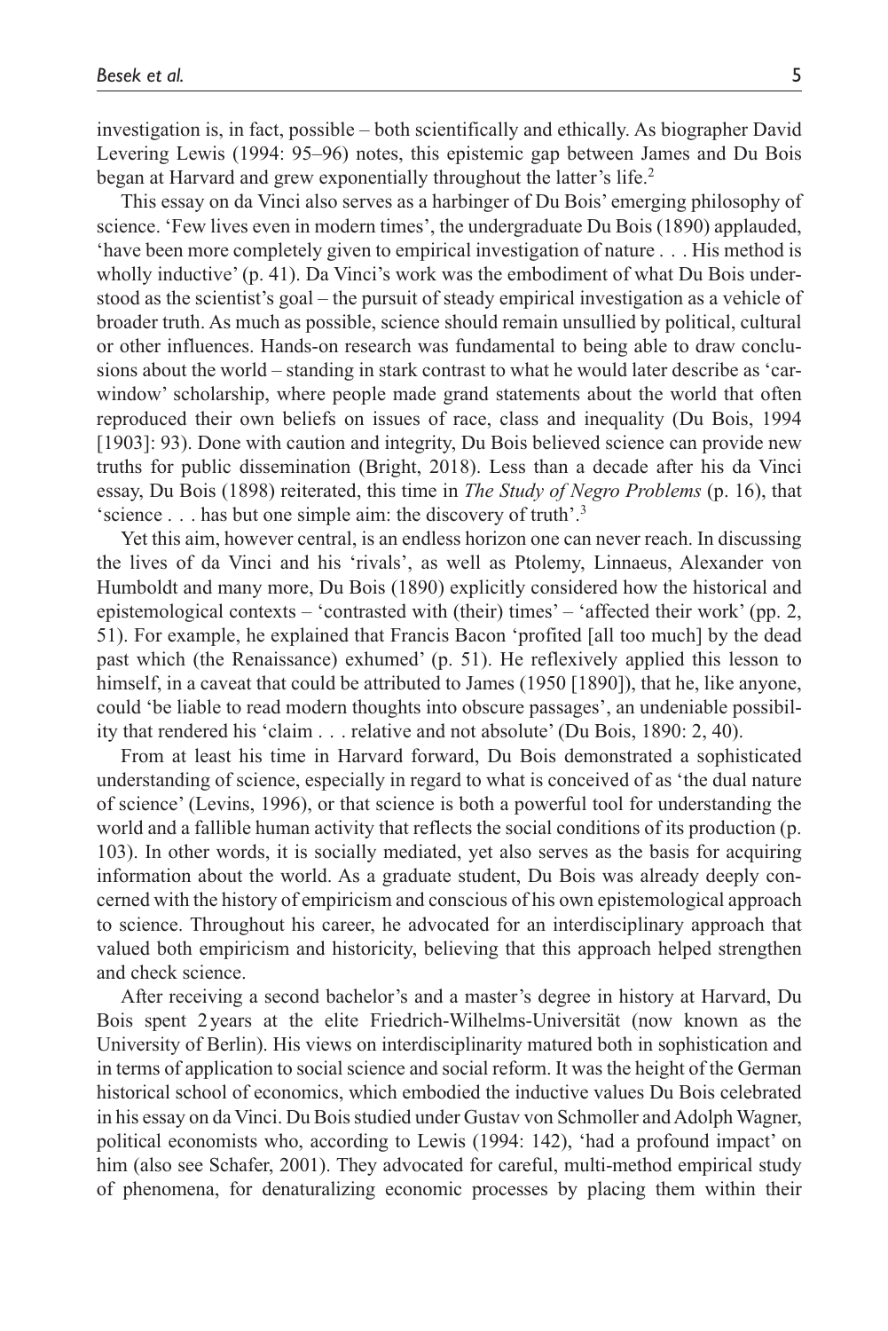investigation is, in fact, possible – both scientifically and ethically. As biographer David Levering Lewis (1994: 95–96) notes, this epistemic gap between James and Du Bois began at Harvard and grew exponentially throughout the latter's life.[2]

This essay on da Vinci also serves as a harbinger of Du Bois' emerging philosophy of science. 'Few lives even in modern times', the undergraduate Du Bois (1890) applauded, 'have been more completely given to empirical investigation of nature . . . His method is wholly inductive' (p. 41). Da Vinci's work was the embodiment of what Du Bois understood as the scientist's goal – the pursuit of steady empirical investigation as a vehicle of broader truth. As much as possible, science should remain unsullied by political, cultural or other influences. Hands-on research was fundamental to being able to draw conclusions about the world – standing in stark contrast to what he would later describe as 'car-window' scholarship, where people made grand statements about the world that often reproduced their own beliefs on issues of race, class and inequality (Du Bois, 1994 [1903]: 93). Done with caution and integrity, Du Bois believed science can provide new truths for public dissemination (Bright, 2018). Less than a decade after his da Vinci essay, Du Bois (1898) reiterated, this time in *The Study of Negro Problems* (p. 16), that 'science . . . has but one simple aim: the discovery of truth'.[3]

Yet this aim, however central, is an endless horizon one can never reach. In discussing the lives of da Vinci and his 'rivals', as well as Ptolemy, Linnaeus, Alexander von Humboldt and many more, Du Bois (1890) explicitly considered how the historical and epistemological contexts – 'contrasted with (their) times' – 'affected their work' (pp. 2, 51). For example, he explained that Francis Bacon 'profited [all too much] by the dead past which (the Renaissance) exhumed' (p. 51). He reflexively applied this lesson to himself, in a caveat that could be attributed to James (1950 [1890]), that he, like anyone, could 'be liable to read modern thoughts into obscure passages', an undeniable possibility that rendered his 'claim . . . relative and not absolute' (Du Bois, 1890: 2, 40).

From at least his time in Harvard forward, Du Bois demonstrated a sophisticated understanding of science, especially in regard to what is conceived of as 'the dual nature of science' (Levins, 1996), or that science is both a powerful tool for understanding the world and a fallible human activity that reflects the social conditions of its production (p. 103). In other words, it is socially mediated, yet also serves as the basis for acquiring information about the world. As a graduate student, Du Bois was already deeply concerned with the history of empiricism and conscious of his own epistemological approach to science. Throughout his career, he advocated for an interdisciplinary approach that valued both empiricism and historicity, believing that this approach helped strengthen and check science.

After receiving a second bachelor's and a master's degree in history at Harvard, Du Bois spent 2 years at the elite Friedrich-Wilhelms-Universität (now known as the University of Berlin). His views on interdisciplinarity matured both in sophistication and in terms of application to social science and social reform. It was the height of the German historical school of economics, which embodied the inductive values Du Bois celebrated in his essay on da Vinci. Du Bois studied under Gustav von Schmoller and Adolph Wagner, political economists who, according to Lewis (1994: 142), 'had a profound impact' on him (also see Schafer, 2001). They advocated for careful, multi-method empirical study of phenomena, for denaturalizing economic processes by placing them within their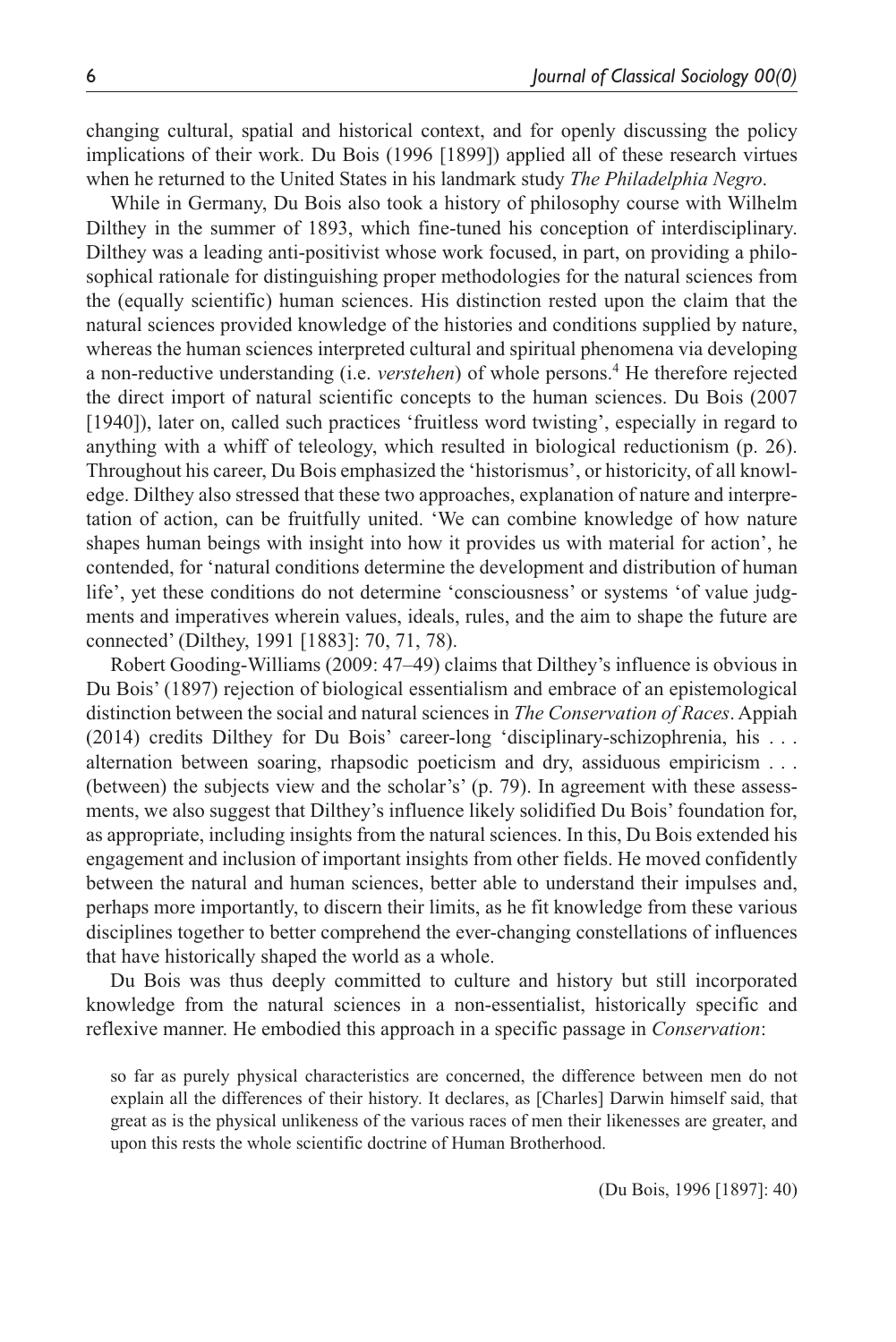changing cultural, spatial and historical context, and for openly discussing the policy implications of their work. Du Bois (1996 [1899]) applied all of these research virtues when he returned to the United States in his landmark study *The Philadelphia Negro*.

While in Germany, Du Bois also took a history of philosophy course with Wilhelm Dilthey in the summer of 1893, which fine-tuned his conception of interdisciplinary. Dilthey was a leading anti-positivist whose work focused, in part, on providing a philosophical rationale for distinguishing proper methodologies for the natural sciences from the (equally scientific) human sciences. His distinction rested upon the claim that the natural sciences provided knowledge of the histories and conditions supplied by nature, whereas the human sciences interpreted cultural and spiritual phenomena via developing a non-reductive understanding (i.e. *verstehen*) of whole persons.[4] He therefore rejected the direct import of natural scientific concepts to the human sciences. Du Bois (2007 [1940]), later on, called such practices 'fruitless word twisting', especially in regard to anything with a whiff of teleology, which resulted in biological reductionism (p. 26). Throughout his career, Du Bois emphasized the 'historismus', or historicity, of all knowledge. Dilthey also stressed that these two approaches, explanation of nature and interpretation of action, can be fruitfully united. 'We can combine knowledge of how nature shapes human beings with insight into how it provides us with material for action', he contended, for 'natural conditions determine the development and distribution of human life', yet these conditions do not determine 'consciousness' or systems 'of value judgments and imperatives wherein values, ideals, rules, and the aim to shape the future are connected' (Dilthey, 1991 [1883]: 70, 71, 78).

Robert Gooding-Williams (2009: 47–49) claims that Dilthey's influence is obvious in Du Bois' (1897) rejection of biological essentialism and embrace of an epistemological distinction between the social and natural sciences in *The Conservation of Races*. Appiah (2014) credits Dilthey for Du Bois' career-long 'disciplinary-schizophrenia, his . . . alternation between soaring, rhapsodic poeticism and dry, assiduous empiricism . . . (between) the subjects view and the scholar's' (p. 79). In agreement with these assessments, we also suggest that Dilthey's influence likely solidified Du Bois' foundation for, as appropriate, including insights from the natural sciences. In this, Du Bois extended his engagement and inclusion of important insights from other fields. He moved confidently between the natural and human sciences, better able to understand their impulses and, perhaps more importantly, to discern their limits, as he fit knowledge from these various disciplines together to better comprehend the ever-changing constellations of influences that have historically shaped the world as a whole.

Du Bois was thus deeply committed to culture and history but still incorporated knowledge from the natural sciences in a non-essentialist, historically specific and reflexive manner. He embodied this approach in a specific passage in *Conservation*:

> so far as purely physical characteristics are concerned, the difference between men do not explain all the differences of their history. It declares, as [Charles] Darwin himself said, that great as is the physical unlikeness of the various races of men their likenesses are greater, and upon this rests the whole scientific doctrine of Human Brotherhood.
>
> (Du Bois, 1996 [1897]: 40)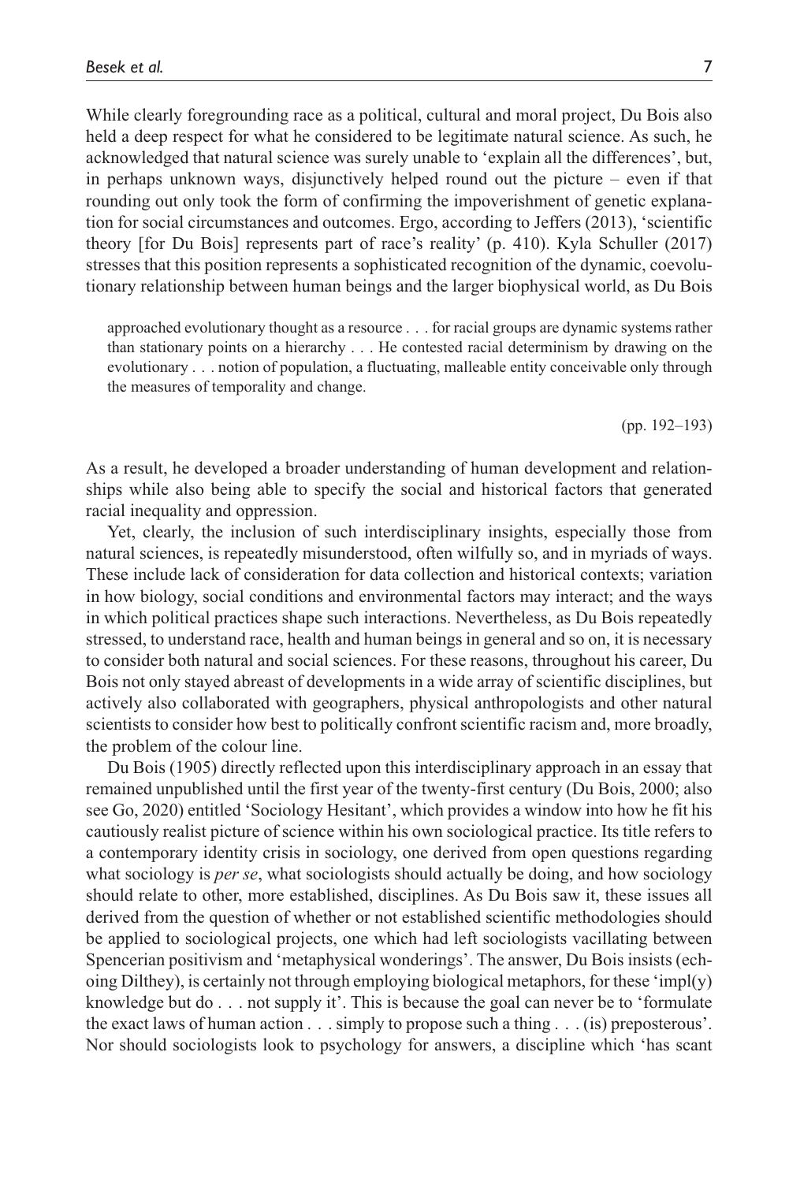While clearly foregrounding race as a political, cultural and moral project, Du Bois also held a deep respect for what he considered to be legitimate natural science. As such, he acknowledged that natural science was surely unable to 'explain all the differences', but, in perhaps unknown ways, disjunctively helped round out the picture – even if that rounding out only took the form of confirming the impoverishment of genetic explanation for social circumstances and outcomes. Ergo, according to Jeffers (2013), 'scientific theory [for Du Bois] represents part of race's reality' (p. 410). Kyla Schuller (2017) stresses that this position represents a sophisticated recognition of the dynamic, coevolutionary relationship between human beings and the larger biophysical world, as Du Bois

> approached evolutionary thought as a resource . . . for racial groups are dynamic systems rather than stationary points on a hierarchy . . . He contested racial determinism by drawing on the evolutionary . . . notion of population, a fluctuating, malleable entity conceivable only through the measures of temporality and change.
>
> (pp. 192–193)

As a result, he developed a broader understanding of human development and relationships while also being able to specify the social and historical factors that generated racial inequality and oppression.

Yet, clearly, the inclusion of such interdisciplinary insights, especially those from natural sciences, is repeatedly misunderstood, often wilfully so, and in myriads of ways. These include lack of consideration for data collection and historical contexts; variation in how biology, social conditions and environmental factors may interact; and the ways in which political practices shape such interactions. Nevertheless, as Du Bois repeatedly stressed, to understand race, health and human beings in general and so on, it is necessary to consider both natural and social sciences. For these reasons, throughout his career, Du Bois not only stayed abreast of developments in a wide array of scientific disciplines, but actively also collaborated with geographers, physical anthropologists and other natural scientists to consider how best to politically confront scientific racism and, more broadly, the problem of the colour line.

Du Bois (1905) directly reflected upon this interdisciplinary approach in an essay that remained unpublished until the first year of the twenty-first century (Du Bois, 2000; also see Go, 2020) entitled 'Sociology Hesitant', which provides a window into how he fit his cautiously realist picture of science within his own sociological practice. Its title refers to a contemporary identity crisis in sociology, one derived from open questions regarding what sociology is *per se*, what sociologists should actually be doing, and how sociology should relate to other, more established, disciplines. As Du Bois saw it, these issues all derived from the question of whether or not established scientific methodologies should be applied to sociological projects, one which had left sociologists vacillating between Spencerian positivism and 'metaphysical wonderings'. The answer, Du Bois insists (echoing Dilthey), is certainly not through employing biological metaphors, for these 'impl(y) knowledge but do . . . not supply it'. This is because the goal can never be to 'formulate the exact laws of human action . . . simply to propose such a thing . . . (is) preposterous'. Nor should sociologists look to psychology for answers, a discipline which 'has scant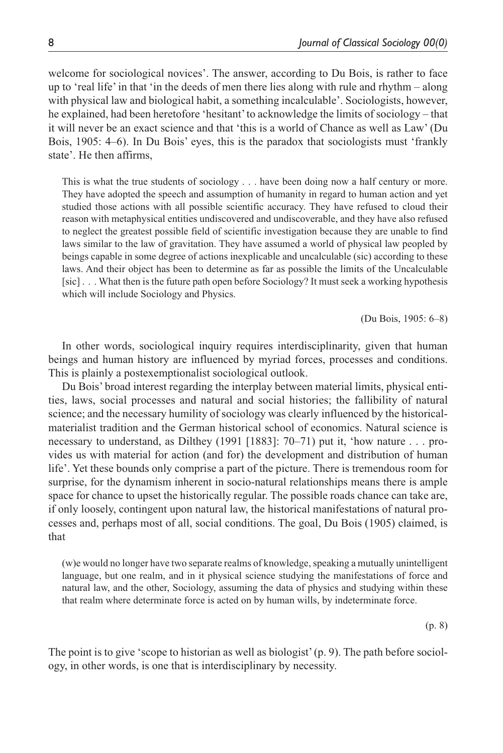welcome for sociological novices'. The answer, according to Du Bois, is rather to face up to 'real life' in that 'in the deeds of men there lies along with rule and rhythm – along with physical law and biological habit, a something incalculable'. Sociologists, however, he explained, had been heretofore 'hesitant' to acknowledge the limits of sociology – that it will never be an exact science and that 'this is a world of Chance as well as Law' (Du Bois, 1905: 4–6). In Du Bois' eyes, this is the paradox that sociologists must 'frankly state'. He then affirms,

> This is what the true students of sociology . . . have been doing now a half century or more. They have adopted the speech and assumption of humanity in regard to human action and yet studied those actions with all possible scientific accuracy. They have refused to cloud their reason with metaphysical entities undiscovered and undiscoverable, and they have also refused to neglect the greatest possible field of scientific investigation because they are unable to find laws similar to the law of gravitation. They have assumed a world of physical law peopled by beings capable in some degree of actions inexplicable and uncalculable (sic) according to these laws. And their object has been to determine as far as possible the limits of the Uncalculable [sic] . . . What then is the future path open before Sociology? It must seek a working hypothesis which will include Sociology and Physics.
>
> (Du Bois, 1905: 6–8)

In other words, sociological inquiry requires interdisciplinarity, given that human beings and human history are influenced by myriad forces, processes and conditions. This is plainly a postexemptionalist sociological outlook.

Du Bois' broad interest regarding the interplay between material limits, physical entities, laws, social processes and natural and social histories; the fallibility of natural science; and the necessary humility of sociology was clearly influenced by the historical-materialist tradition and the German historical school of economics. Natural science is necessary to understand, as Dilthey (1991 [1883]: 70–71) put it, 'how nature . . . provides us with material for action (and for) the development and distribution of human life'. Yet these bounds only comprise a part of the picture. There is tremendous room for surprise, for the dynamism inherent in socio-natural relationships means there is ample space for chance to upset the historically regular. The possible roads chance can take are, if only loosely, contingent upon natural law, the historical manifestations of natural processes and, perhaps most of all, social conditions. The goal, Du Bois (1905) claimed, is that

> (w)e would no longer have two separate realms of knowledge, speaking a mutually unintelligent language, but one realm, and in it physical science studying the manifestations of force and natural law, and the other, Sociology, assuming the data of physics and studying within these that realm where determinate force is acted on by human wills, by indeterminate force.
>
> (p. 8)

The point is to give 'scope to historian as well as biologist' (p. 9). The path before sociology, in other words, is one that is interdisciplinary by necessity.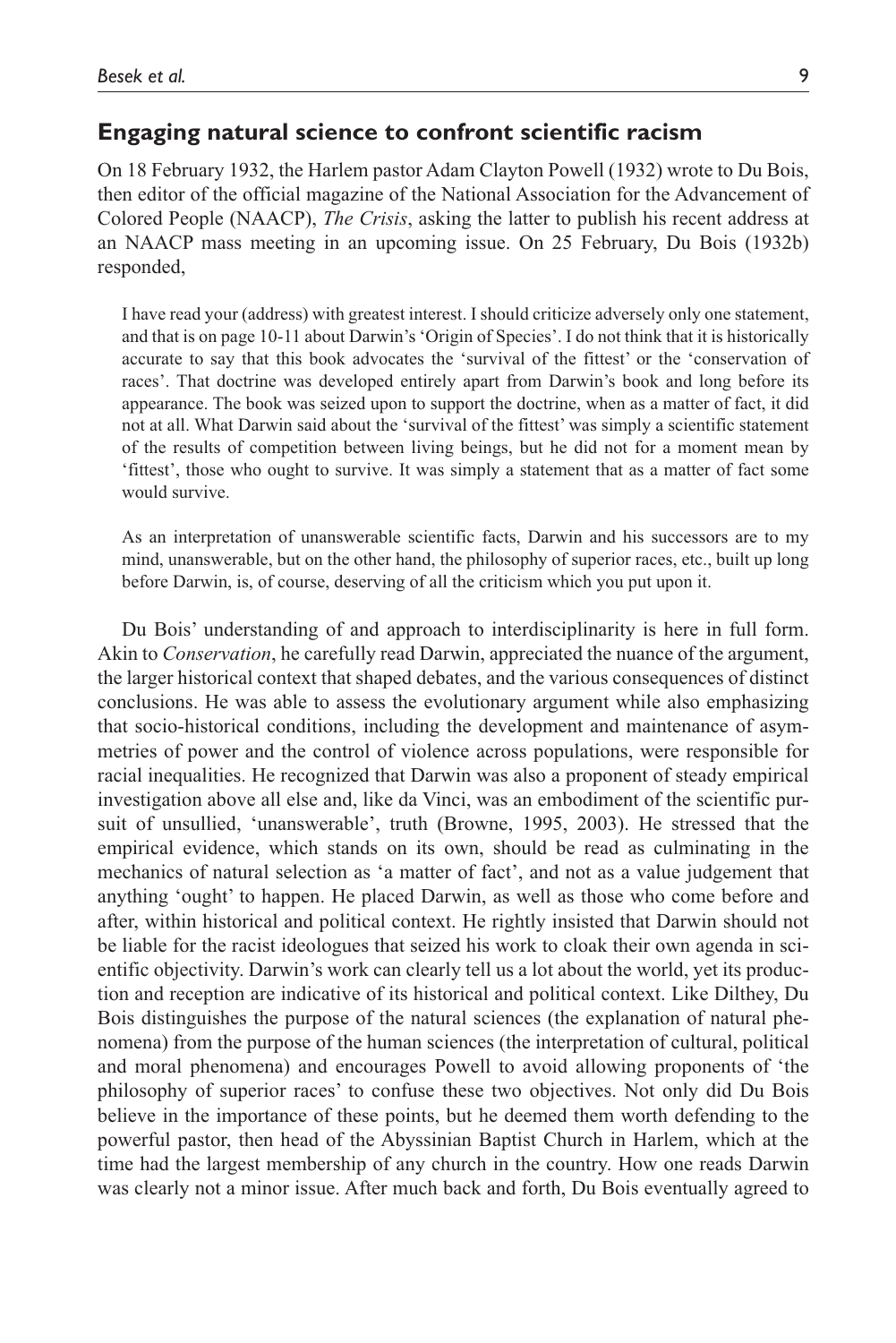## Engaging natural science to confront scientific racism

On 18 February 1932, the Harlem pastor Adam Clayton Powell (1932) wrote to Du Bois, then editor of the official magazine of the National Association for the Advancement of Colored People (NAACP), *The Crisis*, asking the latter to publish his recent address at an NAACP mass meeting in an upcoming issue. On 25 February, Du Bois (1932b) responded,

> I have read your (address) with greatest interest. I should criticize adversely only one statement, and that is on page 10-11 about Darwin's 'Origin of Species'. I do not think that it is historically accurate to say that this book advocates the 'survival of the fittest' or the 'conservation of races'. That doctrine was developed entirely apart from Darwin's book and long before its appearance. The book was seized upon to support the doctrine, when as a matter of fact, it did not at all. What Darwin said about the 'survival of the fittest' was simply a scientific statement of the results of competition between living beings, but he did not for a moment mean by 'fittest', those who ought to survive. It was simply a statement that as a matter of fact some would survive.
>
> As an interpretation of unanswerable scientific facts, Darwin and his successors are to my mind, unanswerable, but on the other hand, the philosophy of superior races, etc., built up long before Darwin, is, of course, deserving of all the criticism which you put upon it.

Du Bois' understanding of and approach to interdisciplinarity is here in full form. Akin to *Conservation*, he carefully read Darwin, appreciated the nuance of the argument, the larger historical context that shaped debates, and the various consequences of distinct conclusions. He was able to assess the evolutionary argument while also emphasizing that socio-historical conditions, including the development and maintenance of asymmetries of power and the control of violence across populations, were responsible for racial inequalities. He recognized that Darwin was also a proponent of steady empirical investigation above all else and, like da Vinci, was an embodiment of the scientific pursuit of unsullied, 'unanswerable', truth (Browne, 1995, 2003). He stressed that the empirical evidence, which stands on its own, should be read as culminating in the mechanics of natural selection as 'a matter of fact', and not as a value judgement that anything 'ought' to happen. He placed Darwin, as well as those who come before and after, within historical and political context. He rightly insisted that Darwin should not be liable for the racist ideologues that seized his work to cloak their own agenda in scientific objectivity. Darwin's work can clearly tell us a lot about the world, yet its production and reception are indicative of its historical and political context. Like Dilthey, Du Bois distinguishes the purpose of the natural sciences (the explanation of natural phenomena) from the purpose of the human sciences (the interpretation of cultural, political and moral phenomena) and encourages Powell to avoid allowing proponents of 'the philosophy of superior races' to confuse these two objectives. Not only did Du Bois believe in the importance of these points, but he deemed them worth defending to the powerful pastor, then head of the Abyssinian Baptist Church in Harlem, which at the time had the largest membership of any church in the country. How one reads Darwin was clearly not a minor issue. After much back and forth, Du Bois eventually agreed to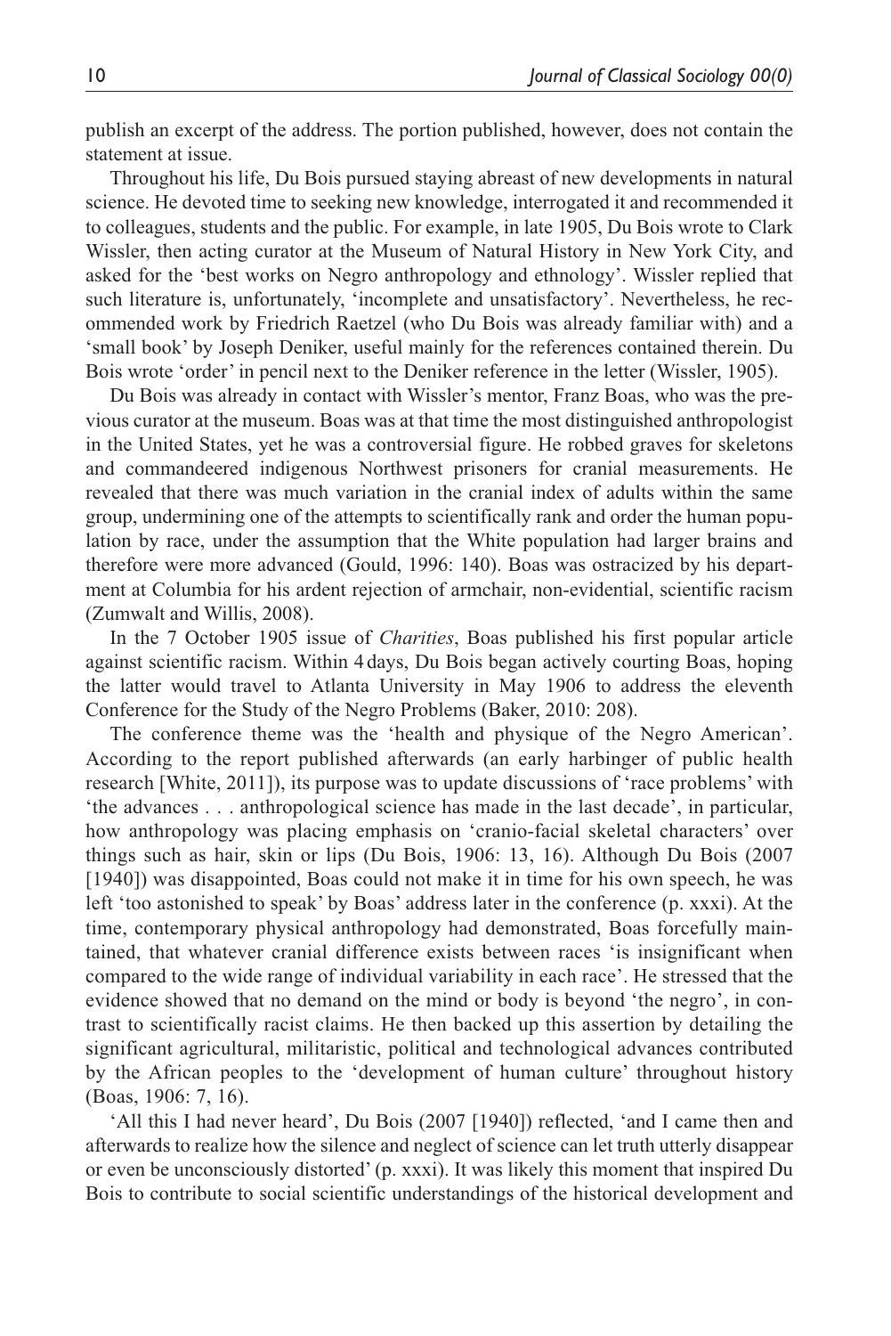publish an excerpt of the address. The portion published, however, does not contain the statement at issue.

Throughout his life, Du Bois pursued staying abreast of new developments in natural science. He devoted time to seeking new knowledge, interrogated it and recommended it to colleagues, students and the public. For example, in late 1905, Du Bois wrote to Clark Wissler, then acting curator at the Museum of Natural History in New York City, and asked for the 'best works on Negro anthropology and ethnology'. Wissler replied that such literature is, unfortunately, 'incomplete and unsatisfactory'. Nevertheless, he recommended work by Friedrich Raetzel (who Du Bois was already familiar with) and a 'small book' by Joseph Deniker, useful mainly for the references contained therein. Du Bois wrote 'order' in pencil next to the Deniker reference in the letter (Wissler, 1905).

Du Bois was already in contact with Wissler's mentor, Franz Boas, who was the previous curator at the museum. Boas was at that time the most distinguished anthropologist in the United States, yet he was a controversial figure. He robbed graves for skeletons and commandeered indigenous Northwest prisoners for cranial measurements. He revealed that there was much variation in the cranial index of adults within the same group, undermining one of the attempts to scientifically rank and order the human population by race, under the assumption that the White population had larger brains and therefore were more advanced (Gould, 1996: 140). Boas was ostracized by his department at Columbia for his ardent rejection of armchair, non-evidential, scientific racism (Zumwalt and Willis, 2008).

In the 7 October 1905 issue of *Charities*, Boas published his first popular article against scientific racism. Within 4 days, Du Bois began actively courting Boas, hoping the latter would travel to Atlanta University in May 1906 to address the eleventh Conference for the Study of the Negro Problems (Baker, 2010: 208).

The conference theme was the 'health and physique of the Negro American'. According to the report published afterwards (an early harbinger of public health research [White, 2011]), its purpose was to update discussions of 'race problems' with 'the advances . . . anthropological science has made in the last decade', in particular, how anthropology was placing emphasis on 'cranio-facial skeletal characters' over things such as hair, skin or lips (Du Bois, 1906: 13, 16). Although Du Bois (2007 [1940]) was disappointed, Boas could not make it in time for his own speech, he was left 'too astonished to speak' by Boas' address later in the conference (p. xxxi). At the time, contemporary physical anthropology had demonstrated, Boas forcefully maintained, that whatever cranial difference exists between races 'is insignificant when compared to the wide range of individual variability in each race'. He stressed that the evidence showed that no demand on the mind or body is beyond 'the negro', in contrast to scientifically racist claims. He then backed up this assertion by detailing the significant agricultural, militaristic, political and technological advances contributed by the African peoples to the 'development of human culture' throughout history (Boas, 1906: 7, 16).

'All this I had never heard', Du Bois (2007 [1940]) reflected, 'and I came then and afterwards to realize how the silence and neglect of science can let truth utterly disappear or even be unconsciously distorted' (p. xxxi). It was likely this moment that inspired Du Bois to contribute to social scientific understandings of the historical development and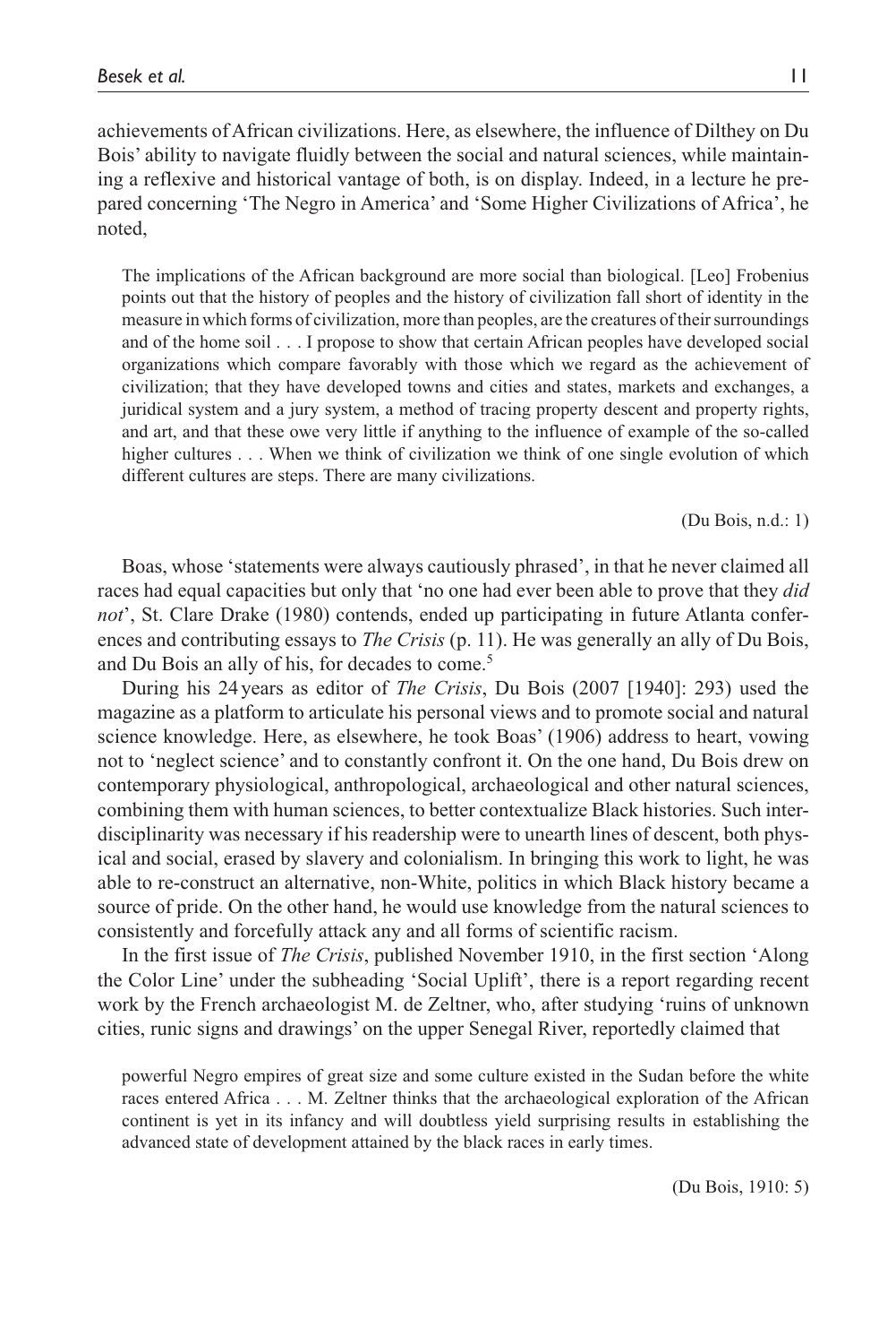achievements of African civilizations. Here, as elsewhere, the influence of Dilthey on Du Bois' ability to navigate fluidly between the social and natural sciences, while maintaining a reflexive and historical vantage of both, is on display. Indeed, in a lecture he prepared concerning 'The Negro in America' and 'Some Higher Civilizations of Africa', he noted,

> The implications of the African background are more social than biological. [Leo] Frobenius points out that the history of peoples and the history of civilization fall short of identity in the measure in which forms of civilization, more than peoples, are the creatures of their surroundings and of the home soil . . . I propose to show that certain African peoples have developed social organizations which compare favorably with those which we regard as the achievement of civilization; that they have developed towns and cities and states, markets and exchanges, a juridical system and a jury system, a method of tracing property descent and property rights, and art, and that these owe very little if anything to the influence of example of the so-called higher cultures . . . When we think of civilization we think of one single evolution of which different cultures are steps. There are many civilizations.
>
> (Du Bois, n.d.: 1)

Boas, whose 'statements were always cautiously phrased', in that he never claimed all races had equal capacities but only that 'no one had ever been able to prove that they *did not*', St. Clare Drake (1980) contends, ended up participating in future Atlanta conferences and contributing essays to *The Crisis* (p. 11). He was generally an ally of Du Bois, and Du Bois an ally of his, for decades to come.[5]

During his 24 years as editor of *The Crisis*, Du Bois (2007 [1940]: 293) used the magazine as a platform to articulate his personal views and to promote social and natural science knowledge. Here, as elsewhere, he took Boas' (1906) address to heart, vowing not to 'neglect science' and to constantly confront it. On the one hand, Du Bois drew on contemporary physiological, anthropological, archaeological and other natural sciences, combining them with human sciences, to better contextualize Black histories. Such interdisciplinarity was necessary if his readership were to unearth lines of descent, both physical and social, erased by slavery and colonialism. In bringing this work to light, he was able to re-construct an alternative, non-White, politics in which Black history became a source of pride. On the other hand, he would use knowledge from the natural sciences to consistently and forcefully attack any and all forms of scientific racism.

In the first issue of *The Crisis*, published November 1910, in the first section 'Along the Color Line' under the subheading 'Social Uplift', there is a report regarding recent work by the French archaeologist M. de Zeltner, who, after studying 'ruins of unknown cities, runic signs and drawings' on the upper Senegal River, reportedly claimed that

> powerful Negro empires of great size and some culture existed in the Sudan before the white races entered Africa . . . M. Zeltner thinks that the archaeological exploration of the African continent is yet in its infancy and will doubtless yield surprising results in establishing the advanced state of development attained by the black races in early times.
>
> (Du Bois, 1910: 5)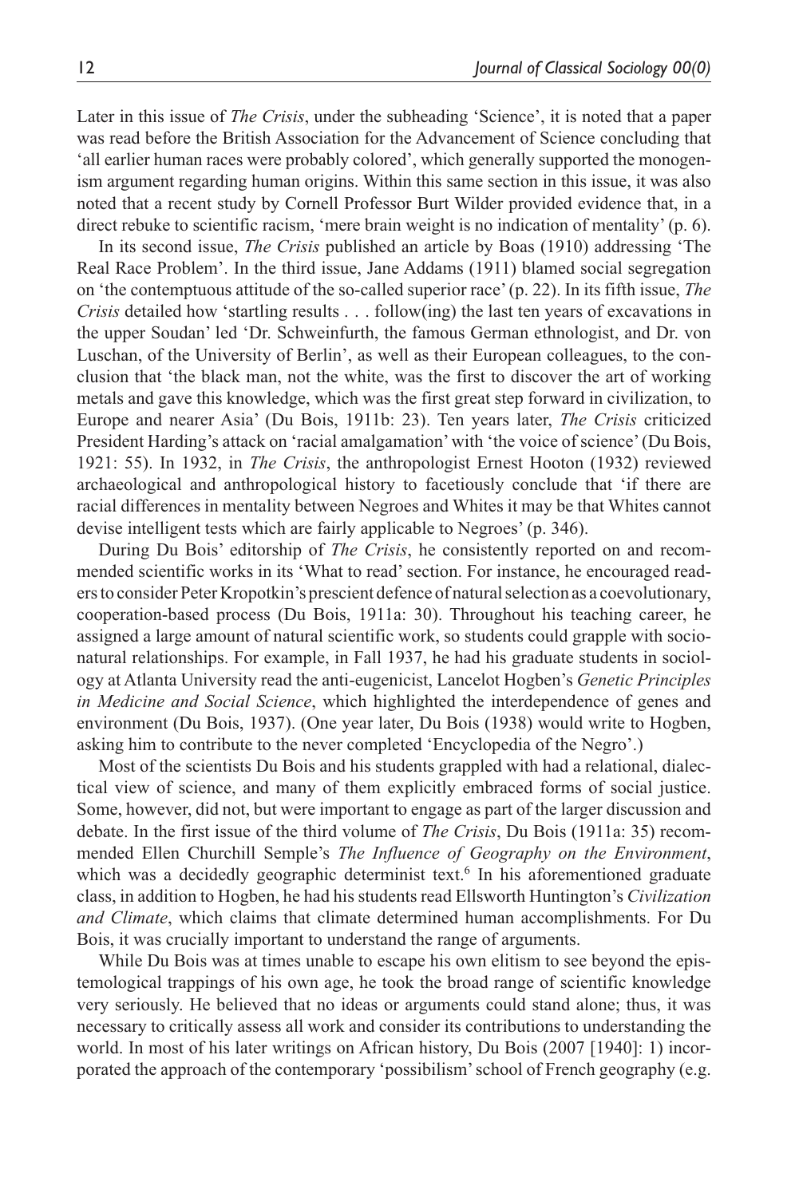Later in this issue of *The Crisis*, under the subheading 'Science', it is noted that a paper was read before the British Association for the Advancement of Science concluding that 'all earlier human races were probably colored', which generally supported the monogenism argument regarding human origins. Within this same section in this issue, it was also noted that a recent study by Cornell Professor Burt Wilder provided evidence that, in a direct rebuke to scientific racism, 'mere brain weight is no indication of mentality' (p. 6).

In its second issue, *The Crisis* published an article by Boas (1910) addressing 'The Real Race Problem'. In the third issue, Jane Addams (1911) blamed social segregation on 'the contemptuous attitude of the so-called superior race' (p. 22). In its fifth issue, *The Crisis* detailed how 'startling results . . . follow(ing) the last ten years of excavations in the upper Soudan' led 'Dr. Schweinfurth, the famous German ethnologist, and Dr. von Luschan, of the University of Berlin', as well as their European colleagues, to the conclusion that 'the black man, not the white, was the first to discover the art of working metals and gave this knowledge, which was the first great step forward in civilization, to Europe and nearer Asia' (Du Bois, 1911b: 23). Ten years later, *The Crisis* criticized President Harding's attack on 'racial amalgamation' with 'the voice of science' (Du Bois, 1921: 55). In 1932, in *The Crisis*, the anthropologist Ernest Hooton (1932) reviewed archaeological and anthropological history to facetiously conclude that 'if there are racial differences in mentality between Negroes and Whites it may be that Whites cannot devise intelligent tests which are fairly applicable to Negroes' (p. 346).

During Du Bois' editorship of *The Crisis*, he consistently reported on and recommended scientific works in its 'What to read' section. For instance, he encouraged readers to consider Peter Kropotkin's prescient defence of natural selection as a coevolutionary, cooperation-based process (Du Bois, 1911a: 30). Throughout his teaching career, he assigned a large amount of natural scientific work, so students could grapple with socio-natural relationships. For example, in Fall 1937, he had his graduate students in sociology at Atlanta University read the anti-eugenicist, Lancelot Hogben's *Genetic Principles in Medicine and Social Science*, which highlighted the interdependence of genes and environment (Du Bois, 1937). (One year later, Du Bois (1938) would write to Hogben, asking him to contribute to the never completed 'Encyclopedia of the Negro'.)

Most of the scientists Du Bois and his students grappled with had a relational, dialectical view of science, and many of them explicitly embraced forms of social justice. Some, however, did not, but were important to engage as part of the larger discussion and debate. In the first issue of the third volume of *The Crisis*, Du Bois (1911a: 35) recommended Ellen Churchill Semple's *The Influence of Geography on the Environment*, which was a decidedly geographic determinist text.[6] In his aforementioned graduate class, in addition to Hogben, he had his students read Ellsworth Huntington's *Civilization and Climate*, which claims that climate determined human accomplishments. For Du Bois, it was crucially important to understand the range of arguments.

While Du Bois was at times unable to escape his own elitism to see beyond the epistemological trappings of his own age, he took the broad range of scientific knowledge very seriously. He believed that no ideas or arguments could stand alone; thus, it was necessary to critically assess all work and consider its contributions to understanding the world. In most of his later writings on African history, Du Bois (2007 [1940]: 1) incorporated the approach of the contemporary 'possibilism' school of French geography (e.g.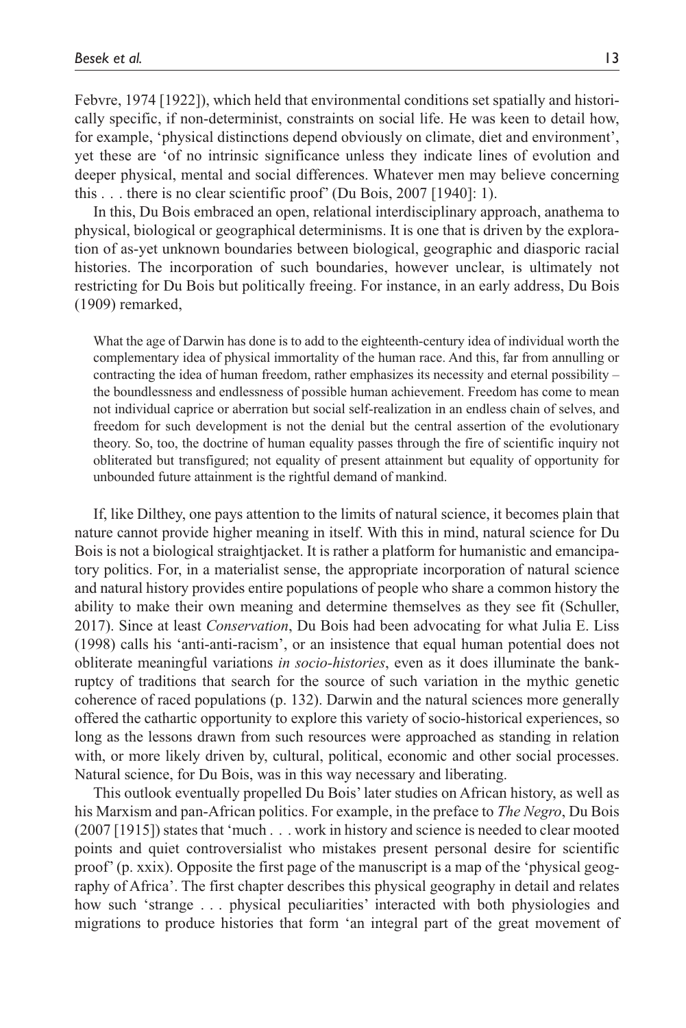Febvre, 1974 [1922]), which held that environmental conditions set spatially and historically specific, if non-determinist, constraints on social life. He was keen to detail how, for example, 'physical distinctions depend obviously on climate, diet and environment', yet these are 'of no intrinsic significance unless they indicate lines of evolution and deeper physical, mental and social differences. Whatever men may believe concerning this . . . there is no clear scientific proof' (Du Bois, 2007 [1940]: 1).

In this, Du Bois embraced an open, relational interdisciplinary approach, anathema to physical, biological or geographical determinisms. It is one that is driven by the exploration of as-yet unknown boundaries between biological, geographic and diasporic racial histories. The incorporation of such boundaries, however unclear, is ultimately not restricting for Du Bois but politically freeing. For instance, in an early address, Du Bois (1909) remarked,

> What the age of Darwin has done is to add to the eighteenth-century idea of individual worth the complementary idea of physical immortality of the human race. And this, far from annulling or contracting the idea of human freedom, rather emphasizes its necessity and eternal possibility – the boundlessness and endlessness of possible human achievement. Freedom has come to mean not individual caprice or aberration but social self-realization in an endless chain of selves, and freedom for such development is not the denial but the central assertion of the evolutionary theory. So, too, the doctrine of human equality passes through the fire of scientific inquiry not obliterated but transfigured; not equality of present attainment but equality of opportunity for unbounded future attainment is the rightful demand of mankind.

If, like Dilthey, one pays attention to the limits of natural science, it becomes plain that nature cannot provide higher meaning in itself. With this in mind, natural science for Du Bois is not a biological straightjacket. It is rather a platform for humanistic and emancipatory politics. For, in a materialist sense, the appropriate incorporation of natural science and natural history provides entire populations of people who share a common history the ability to make their own meaning and determine themselves as they see fit (Schuller, 2017). Since at least *Conservation*, Du Bois had been advocating for what Julia E. Liss (1998) calls his 'anti-anti-racism', or an insistence that equal human potential does not obliterate meaningful variations *in socio-histories*, even as it does illuminate the bankruptcy of traditions that search for the source of such variation in the mythic genetic coherence of raced populations (p. 132). Darwin and the natural sciences more generally offered the cathartic opportunity to explore this variety of socio-historical experiences, so long as the lessons drawn from such resources were approached as standing in relation with, or more likely driven by, cultural, political, economic and other social processes. Natural science, for Du Bois, was in this way necessary and liberating.

This outlook eventually propelled Du Bois' later studies on African history, as well as his Marxism and pan-African politics. For example, in the preface to *The Negro*, Du Bois (2007 [1915]) states that 'much . . . work in history and science is needed to clear mooted points and quiet controversialist who mistakes present personal desire for scientific proof' (p. xxix). Opposite the first page of the manuscript is a map of the 'physical geography of Africa'. The first chapter describes this physical geography in detail and relates how such 'strange . . . physical peculiarities' interacted with both physiologies and migrations to produce histories that form 'an integral part of the great movement of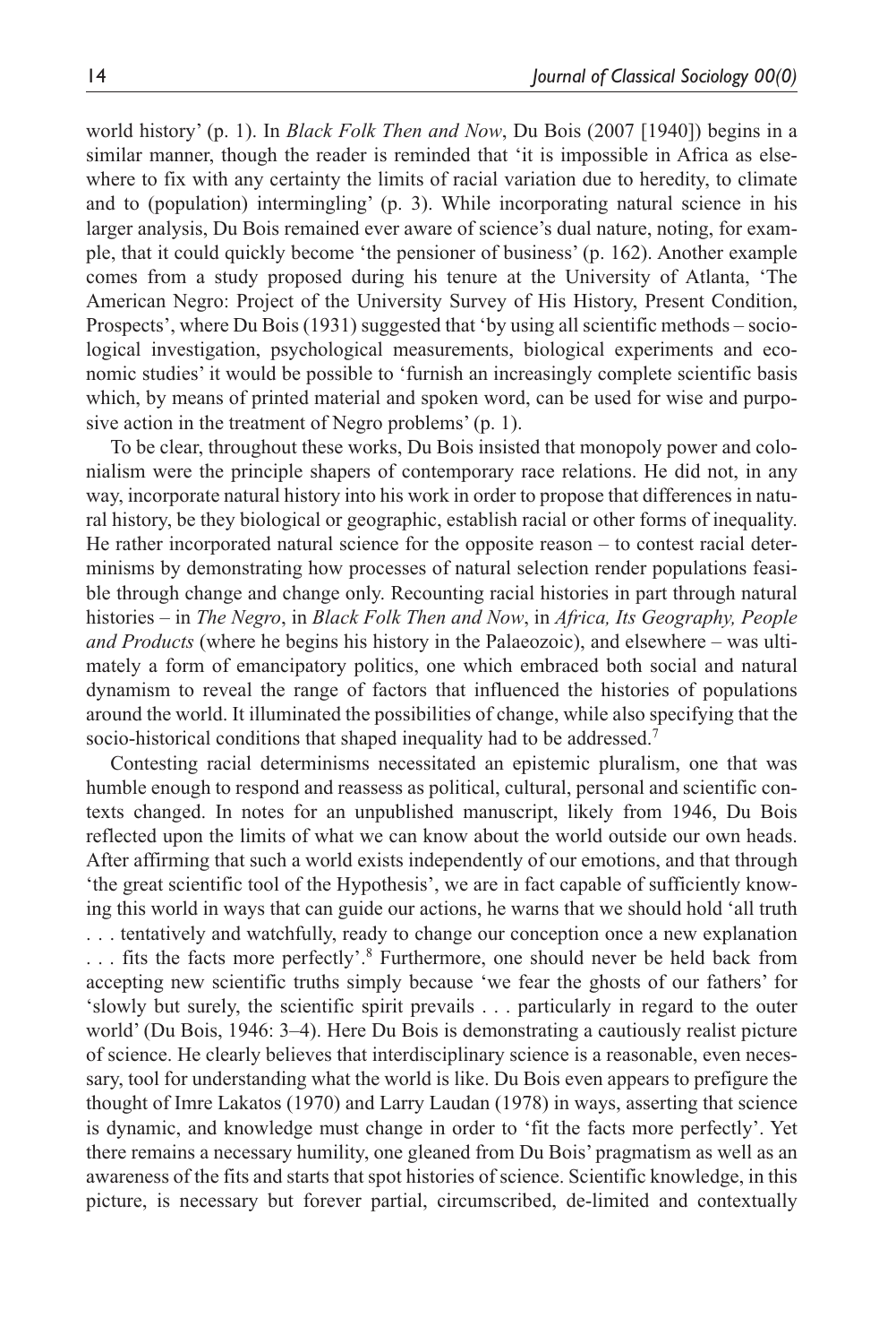world history' (p. 1). In *Black Folk Then and Now*, Du Bois (2007 [1940]) begins in a similar manner, though the reader is reminded that 'it is impossible in Africa as elsewhere to fix with any certainty the limits of racial variation due to heredity, to climate and to (population) intermingling' (p. 3). While incorporating natural science in his larger analysis, Du Bois remained ever aware of science's dual nature, noting, for example, that it could quickly become 'the pensioner of business' (p. 162). Another example comes from a study proposed during his tenure at the University of Atlanta, 'The American Negro: Project of the University Survey of His History, Present Condition, Prospects', where Du Bois (1931) suggested that 'by using all scientific methods – sociological investigation, psychological measurements, biological experiments and economic studies' it would be possible to 'furnish an increasingly complete scientific basis which, by means of printed material and spoken word, can be used for wise and purposive action in the treatment of Negro problems' (p. 1).

To be clear, throughout these works, Du Bois insisted that monopoly power and colonialism were the principle shapers of contemporary race relations. He did not, in any way, incorporate natural history into his work in order to propose that differences in natural history, be they biological or geographic, establish racial or other forms of inequality. He rather incorporated natural science for the opposite reason – to contest racial determinisms by demonstrating how processes of natural selection render populations feasible through change and change only. Recounting racial histories in part through natural histories – in *The Negro*, in *Black Folk Then and Now*, in *Africa, Its Geography, People and Products* (where he begins his history in the Palaeozoic), and elsewhere – was ultimately a form of emancipatory politics, one which embraced both social and natural dynamism to reveal the range of factors that influenced the histories of populations around the world. It illuminated the possibilities of change, while also specifying that the socio-historical conditions that shaped inequality had to be addressed.[7]

Contesting racial determinisms necessitated an epistemic pluralism, one that was humble enough to respond and reassess as political, cultural, personal and scientific contexts changed. In notes for an unpublished manuscript, likely from 1946, Du Bois reflected upon the limits of what we can know about the world outside our own heads. After affirming that such a world exists independently of our emotions, and that through 'the great scientific tool of the Hypothesis', we are in fact capable of sufficiently knowing this world in ways that can guide our actions, he warns that we should hold 'all truth . . . tentatively and watchfully, ready to change our conception once a new explanation . . . fits the facts more perfectly'.[8] Furthermore, one should never be held back from accepting new scientific truths simply because 'we fear the ghosts of our fathers' for 'slowly but surely, the scientific spirit prevails . . . particularly in regard to the outer world' (Du Bois, 1946: 3–4). Here Du Bois is demonstrating a cautiously realist picture of science. He clearly believes that interdisciplinary science is a reasonable, even necessary, tool for understanding what the world is like. Du Bois even appears to prefigure the thought of Imre Lakatos (1970) and Larry Laudan (1978) in ways, asserting that science is dynamic, and knowledge must change in order to 'fit the facts more perfectly'. Yet there remains a necessary humility, one gleaned from Du Bois' pragmatism as well as an awareness of the fits and starts that spot histories of science. Scientific knowledge, in this picture, is necessary but forever partial, circumscribed, de-limited and contextually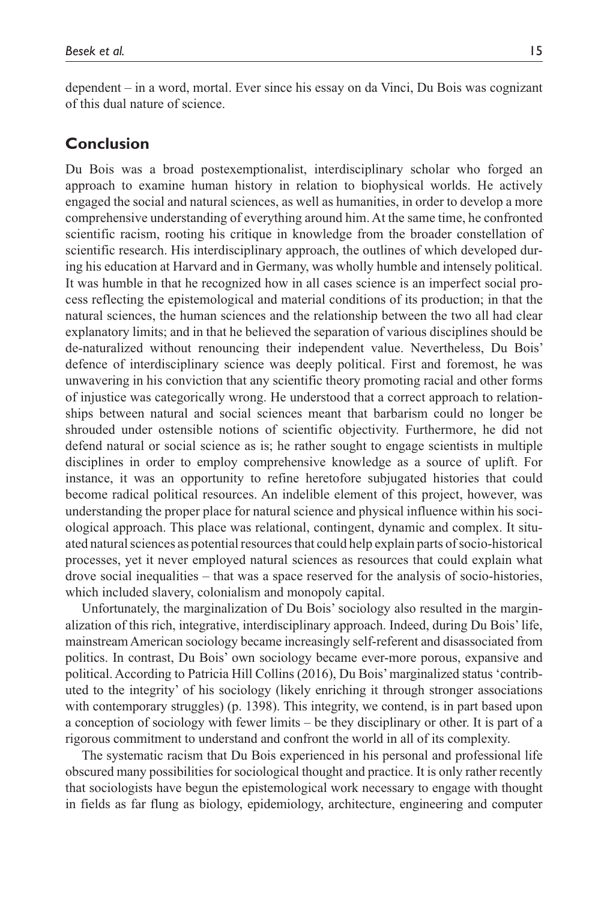dependent – in a word, mortal. Ever since his essay on da Vinci, Du Bois was cognizant of this dual nature of science.

## Conclusion

Du Bois was a broad postexemptionalist, interdisciplinary scholar who forged an approach to examine human history in relation to biophysical worlds. He actively engaged the social and natural sciences, as well as humanities, in order to develop a more comprehensive understanding of everything around him. At the same time, he confronted scientific racism, rooting his critique in knowledge from the broader constellation of scientific research. His interdisciplinary approach, the outlines of which developed during his education at Harvard and in Germany, was wholly humble and intensely political. It was humble in that he recognized how in all cases science is an imperfect social process reflecting the epistemological and material conditions of its production; in that the natural sciences, the human sciences and the relationship between the two all had clear explanatory limits; and in that he believed the separation of various disciplines should be de-naturalized without renouncing their independent value. Nevertheless, Du Bois' defence of interdisciplinary science was deeply political. First and foremost, he was unwavering in his conviction that any scientific theory promoting racial and other forms of injustice was categorically wrong. He understood that a correct approach to relationships between natural and social sciences meant that barbarism could no longer be shrouded under ostensible notions of scientific objectivity. Furthermore, he did not defend natural or social science as is; he rather sought to engage scientists in multiple disciplines in order to employ comprehensive knowledge as a source of uplift. For instance, it was an opportunity to refine heretofore subjugated histories that could become radical political resources. An indelible element of this project, however, was understanding the proper place for natural science and physical influence within his sociological approach. This place was relational, contingent, dynamic and complex. It situated natural sciences as potential resources that could help explain parts of socio-historical processes, yet it never employed natural sciences as resources that could explain what drove social inequalities – that was a space reserved for the analysis of socio-histories, which included slavery, colonialism and monopoly capital.

Unfortunately, the marginalization of Du Bois' sociology also resulted in the marginalization of this rich, integrative, interdisciplinary approach. Indeed, during Du Bois' life, mainstream American sociology became increasingly self-referent and disassociated from politics. In contrast, Du Bois' own sociology became ever-more porous, expansive and political. According to Patricia Hill Collins (2016), Du Bois' marginalized status 'contributed to the integrity' of his sociology (likely enriching it through stronger associations with contemporary struggles) (p. 1398). This integrity, we contend, is in part based upon a conception of sociology with fewer limits – be they disciplinary or other. It is part of a rigorous commitment to understand and confront the world in all of its complexity.

The systematic racism that Du Bois experienced in his personal and professional life obscured many possibilities for sociological thought and practice. It is only rather recently that sociologists have begun the epistemological work necessary to engage with thought in fields as far flung as biology, epidemiology, architecture, engineering and computer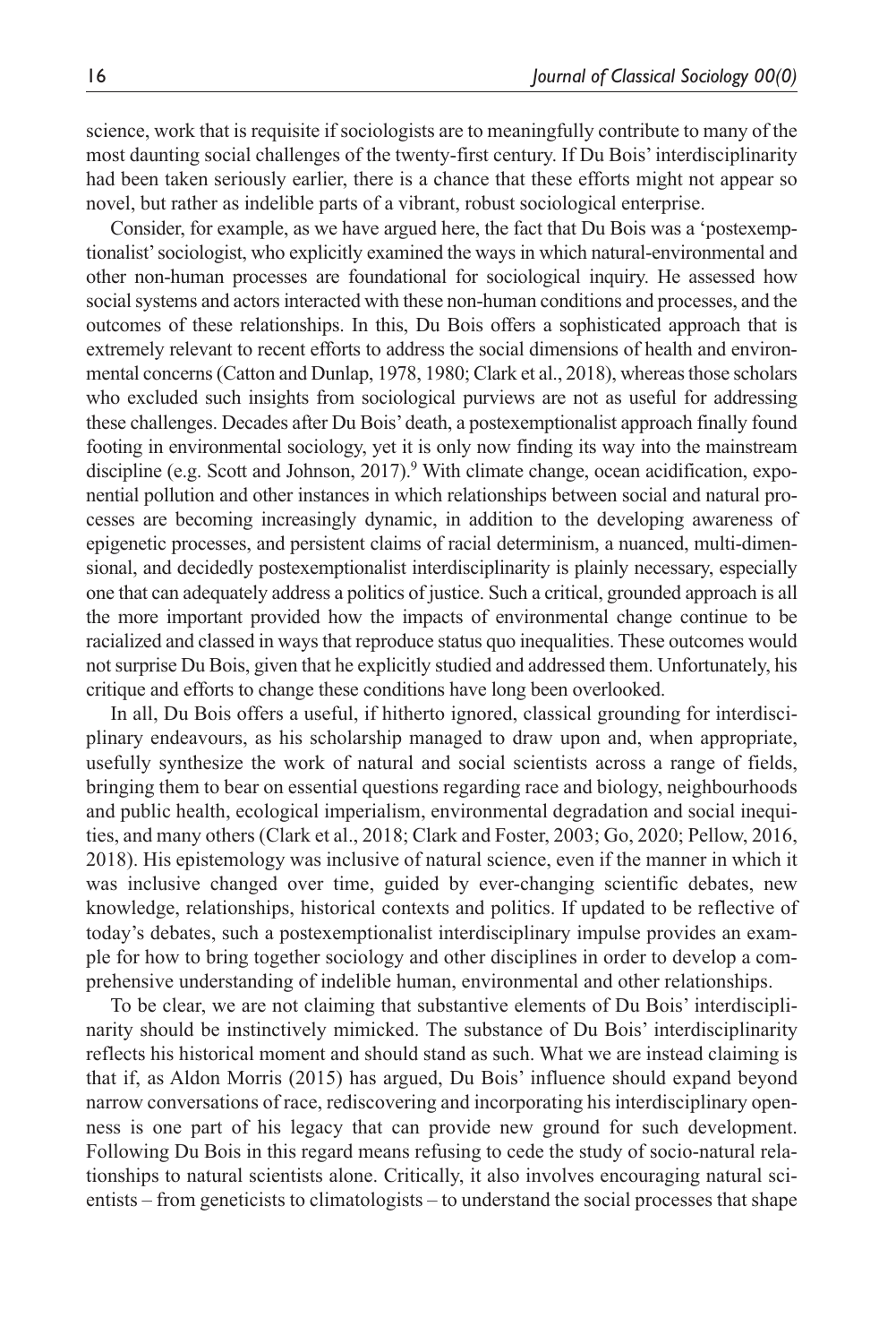science, work that is requisite if sociologists are to meaningfully contribute to many of the most daunting social challenges of the twenty-first century. If Du Bois' interdisciplinarity had been taken seriously earlier, there is a chance that these efforts might not appear so novel, but rather as indelible parts of a vibrant, robust sociological enterprise.

Consider, for example, as we have argued here, the fact that Du Bois was a 'postexemptionalist' sociologist, who explicitly examined the ways in which natural-environmental and other non-human processes are foundational for sociological inquiry. He assessed how social systems and actors interacted with these non-human conditions and processes, and the outcomes of these relationships. In this, Du Bois offers a sophisticated approach that is extremely relevant to recent efforts to address the social dimensions of health and environmental concerns (Catton and Dunlap, 1978, 1980; Clark et al., 2018), whereas those scholars who excluded such insights from sociological purviews are not as useful for addressing these challenges. Decades after Du Bois' death, a postexemptionalist approach finally found footing in environmental sociology, yet it is only now finding its way into the mainstream discipline (e.g. Scott and Johnson, 2017).[9] With climate change, ocean acidification, exponential pollution and other instances in which relationships between social and natural processes are becoming increasingly dynamic, in addition to the developing awareness of epigenetic processes, and persistent claims of racial determinism, a nuanced, multi-dimensional, and decidedly postexemptionalist interdisciplinarity is plainly necessary, especially one that can adequately address a politics of justice. Such a critical, grounded approach is all the more important provided how the impacts of environmental change continue to be racialized and classed in ways that reproduce status quo inequalities. These outcomes would not surprise Du Bois, given that he explicitly studied and addressed them. Unfortunately, his critique and efforts to change these conditions have long been overlooked.

In all, Du Bois offers a useful, if hitherto ignored, classical grounding for interdisciplinary endeavours, as his scholarship managed to draw upon and, when appropriate, usefully synthesize the work of natural and social scientists across a range of fields, bringing them to bear on essential questions regarding race and biology, neighbourhoods and public health, ecological imperialism, environmental degradation and social inequities, and many others (Clark et al., 2018; Clark and Foster, 2003; Go, 2020; Pellow, 2016, 2018). His epistemology was inclusive of natural science, even if the manner in which it was inclusive changed over time, guided by ever-changing scientific debates, new knowledge, relationships, historical contexts and politics. If updated to be reflective of today's debates, such a postexemptionalist interdisciplinary impulse provides an example for how to bring together sociology and other disciplines in order to develop a comprehensive understanding of indelible human, environmental and other relationships.

To be clear, we are not claiming that substantive elements of Du Bois' interdisciplinarity should be instinctively mimicked. The substance of Du Bois' interdisciplinarity reflects his historical moment and should stand as such. What we are instead claiming is that if, as Aldon Morris (2015) has argued, Du Bois' influence should expand beyond narrow conversations of race, rediscovering and incorporating his interdisciplinary openness is one part of his legacy that can provide new ground for such development. Following Du Bois in this regard means refusing to cede the study of socio-natural relationships to natural scientists alone. Critically, it also involves encouraging natural scientists – from geneticists to climatologists – to understand the social processes that shape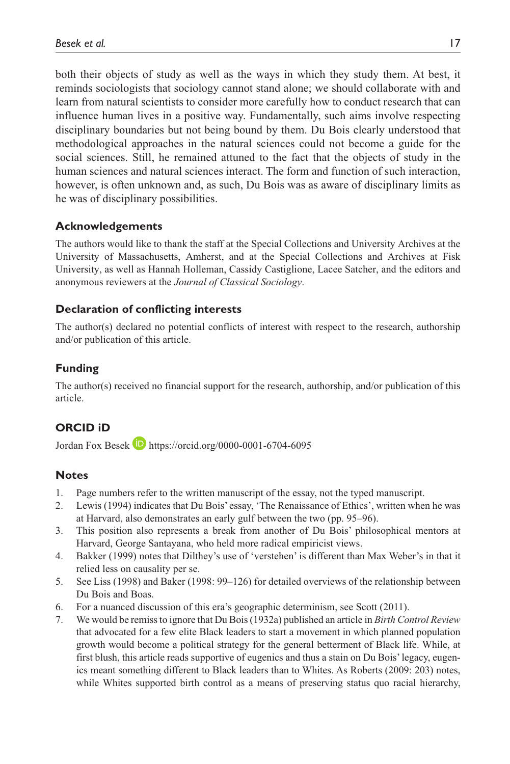both their objects of study as well as the ways in which they study them. At best, it reminds sociologists that sociology cannot stand alone; we should collaborate with and learn from natural scientists to consider more carefully how to conduct research that can influence human lives in a positive way. Fundamentally, such aims involve respecting disciplinary boundaries but not being bound by them. Du Bois clearly understood that methodological approaches in the natural sciences could not become a guide for the social sciences. Still, he remained attuned to the fact that the objects of study in the human sciences and natural sciences interact. The form and function of such interaction, however, is often unknown and, as such, Du Bois was as aware of disciplinary limits as he was of disciplinary possibilities.

## Acknowledgements

The authors would like to thank the staff at the Special Collections and University Archives at the University of Massachusetts, Amherst, and at the Special Collections and Archives at Fisk University, as well as Hannah Holleman, Cassidy Castiglione, Lacee Satcher, and the editors and anonymous reviewers at the *Journal of Classical Sociology*.

## Declaration of conflicting interests

The author(s) declared no potential conflicts of interest with respect to the research, authorship and/or publication of this article.

## Funding

The author(s) received no financial support for the research, authorship, and/or publication of this article.

## ORCID iD

Jordan Fox Besek https://orcid.org/0000-0001-6704-6095

## Notes

1. Page numbers refer to the written manuscript of the essay, not the typed manuscript.
2. Lewis (1994) indicates that Du Bois' essay, 'The Renaissance of Ethics', written when he was at Harvard, also demonstrates an early gulf between the two (pp. 95–96).
3. This position also represents a break from another of Du Bois' philosophical mentors at Harvard, George Santayana, who held more radical empiricist views.
4. Bakker (1999) notes that Dilthey's use of 'verstehen' is different than Max Weber's in that it relied less on causality per se.
5. See Liss (1998) and Baker (1998: 99–126) for detailed overviews of the relationship between Du Bois and Boas.
6. For a nuanced discussion of this era's geographic determinism, see Scott (2011).
7. We would be remiss to ignore that Du Bois (1932a) published an article in *Birth Control Review* that advocated for a few elite Black leaders to start a movement in which planned population growth would become a political strategy for the general betterment of Black life. While, at first blush, this article reads supportive of eugenics and thus a stain on Du Bois' legacy, eugenics meant something different to Black leaders than to Whites. As Roberts (2009: 203) notes, while Whites supported birth control as a means of preserving status quo racial hierarchy,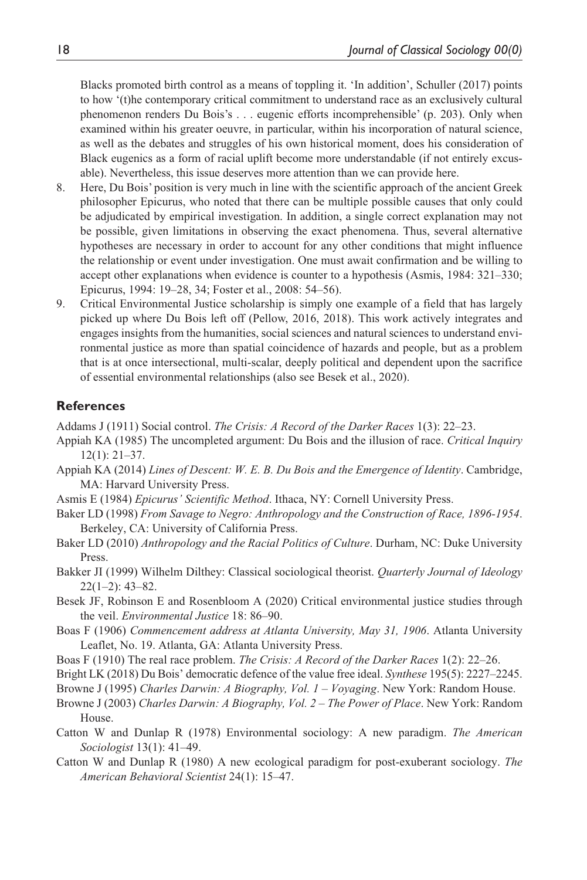Blacks promoted birth control as a means of toppling it. 'In addition', Schuller (2017) points to how '(t)he contemporary critical commitment to understand race as an exclusively cultural phenomenon renders Du Bois's . . . eugenic efforts incomprehensible' (p. 203). Only when examined within his greater oeuvre, in particular, within his incorporation of natural science, as well as the debates and struggles of his own historical moment, does his consideration of Black eugenics as a form of racial uplift become more understandable (if not entirely excusable). Nevertheless, this issue deserves more attention than we can provide here.

8. Here, Du Bois' position is very much in line with the scientific approach of the ancient Greek philosopher Epicurus, who noted that there can be multiple possible causes that only could be adjudicated by empirical investigation. In addition, a single correct explanation may not be possible, given limitations in observing the exact phenomena. Thus, several alternative hypotheses are necessary in order to account for any other conditions that might influence the relationship or event under investigation. One must await confirmation and be willing to accept other explanations when evidence is counter to a hypothesis (Asmis, 1984: 321–330; Epicurus, 1994: 19–28, 34; Foster et al., 2008: 54–56).
9. Critical Environmental Justice scholarship is simply one example of a field that has largely picked up where Du Bois left off (Pellow, 2016, 2018). This work actively integrates and engages insights from the humanities, social sciences and natural sciences to understand environmental justice as more than spatial coincidence of hazards and people, but as a problem that is at once intersectional, multi-scalar, deeply political and dependent upon the sacrifice of essential environmental relationships (also see Besek et al., 2020).

## References

Addams J (1911) Social control. *The Crisis: A Record of the Darker Races* 1(3): 22–23.

Appiah KA (1985) The uncompleted argument: Du Bois and the illusion of race. *Critical Inquiry* 12(1): 21–37.

Appiah KA (2014) *Lines of Descent: W. E. B. Du Bois and the Emergence of Identity*. Cambridge, MA: Harvard University Press.

Asmis E (1984) *Epicurus' Scientific Method*. Ithaca, NY: Cornell University Press.

Baker LD (1998) *From Savage to Negro: Anthropology and the Construction of Race, 1896-1954*. Berkeley, CA: University of California Press.

Baker LD (2010) *Anthropology and the Racial Politics of Culture*. Durham, NC: Duke University Press.

Bakker JI (1999) Wilhelm Dilthey: Classical sociological theorist. *Quarterly Journal of Ideology* 22(1–2): 43–82.

Besek JF, Robinson E and Rosenbloom A (2020) Critical environmental justice studies through the veil. *Environmental Justice* 18: 86–90.

Boas F (1906) *Commencement address at Atlanta University, May 31, 1906*. Atlanta University Leaflet, No. 19. Atlanta, GA: Atlanta University Press.

Boas F (1910) The real race problem. *The Crisis: A Record of the Darker Races* 1(2): 22–26.

Bright LK (2018) Du Bois' democratic defence of the value free ideal. *Synthese* 195(5): 2227–2245.

Browne J (1995) *Charles Darwin: A Biography, Vol. 1 – Voyaging*. New York: Random House.

Browne J (2003) *Charles Darwin: A Biography, Vol. 2 – The Power of Place*. New York: Random House.

Catton W and Dunlap R (1978) Environmental sociology: A new paradigm. *The American Sociologist* 13(1): 41–49.

Catton W and Dunlap R (1980) A new ecological paradigm for post-exuberant sociology. *The American Behavioral Scientist* 24(1): 15–47.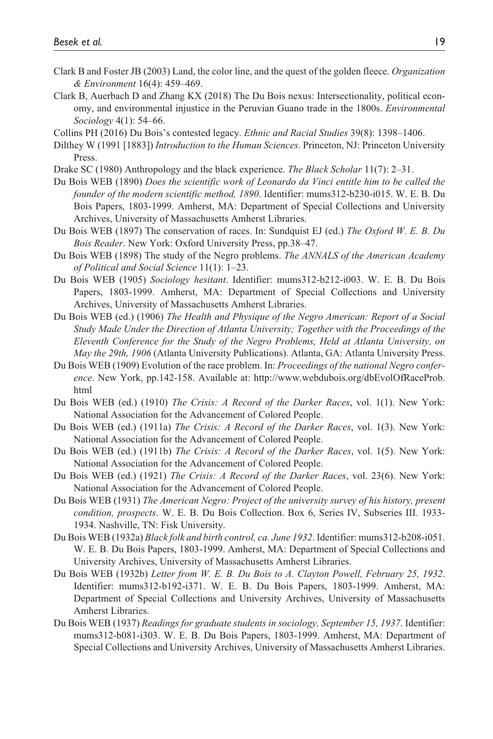Clark B and Foster JB (2003) Land, the color line, and the quest of the golden fleece. *Organization & Environment* 16(4): 459–469.

Clark B, Auerbach D and Zhang KX (2018) The Du Bois nexus: Intersectionality, political economy, and environmental injustice in the Peruvian Guano trade in the 1800s. *Environmental Sociology* 4(1): 54–66.

Collins PH (2016) Du Bois's contested legacy. *Ethnic and Racial Studies* 39(8): 1398–1406.

Dilthey W (1991 [1883]) *Introduction to the Human Sciences*. Princeton, NJ: Princeton University Press.

Drake SC (1980) Anthropology and the black experience. *The Black Scholar* 11(7): 2–31.

Du Bois WEB (1890) *Does the scientific work of Leonardo da Vinci entitle him to be called the founder of the modern scientific method, 1890*. Identifier: mums312-b230-i015. W. E. B. Du Bois Papers, 1803-1999. Amherst, MA: Department of Special Collections and University Archives, University of Massachusetts Amherst Libraries.

Du Bois WEB (1897) The conservation of races. In: Sundquist EJ (ed.) *The Oxford W. E. B. Du Bois Reader*. New York: Oxford University Press, pp.38–47.

Du Bois WEB (1898) The study of the Negro problems. *The ANNALS of the American Academy of Political and Social Science* 11(1): 1–23.

Du Bois WEB (1905) *Sociology hesitant*. Identifier: mums312-b212-i003. W. E. B. Du Bois Papers, 1803-1999. Amherst, MA: Department of Special Collections and University Archives, University of Massachusetts Amherst Libraries.

Du Bois WEB (ed.) (1906) *The Health and Physique of the Negro American: Report of a Social Study Made Under the Direction of Atlanta University; Together with the Proceedings of the Eleventh Conference for the Study of the Negro Problems, Held at Atlanta University, on May the 29th, 1906* (Atlanta University Publications). Atlanta, GA: Atlanta University Press.

Du Bois WEB (1909) Evolution of the race problem. In: *Proceedings of the national Negro conference*. New York, pp.142-158. Available at: http://www.webdubois.org/dbEvolOfRaceProb.html

Du Bois WEB (ed.) (1910) *The Crisis: A Record of the Darker Races*, vol. 1(1). New York: National Association for the Advancement of Colored People.

Du Bois WEB (ed.) (1911a) *The Crisis: A Record of the Darker Races*, vol. 1(3). New York: National Association for the Advancement of Colored People.

Du Bois WEB (ed.) (1911b) *The Crisis: A Record of the Darker Races*, vol. 1(5). New York: National Association for the Advancement of Colored People.

Du Bois WEB (ed.) (1921) *The Crisis: A Record of the Darker Races*, vol. 23(6). New York: National Association for the Advancement of Colored People.

Du Bois WEB (1931) *The American Negro: Project of the university survey of his history, present condition, prospects*. W. E. B. Du Bois Collection. Box 6, Series IV, Subseries III. 1933-1934. Nashville, TN: Fisk University.

Du Bois WEB (1932a) *Black folk and birth control, ca. June 1932*. Identifier: mums312-b208-i051. W. E. B. Du Bois Papers, 1803-1999. Amherst, MA: Department of Special Collections and University Archives, University of Massachusetts Amherst Libraries.

Du Bois WEB (1932b) *Letter from W. E. B. Du Bois to A. Clayton Powell, February 25, 1932*. Identifier: mums312-b192-i371. W. E. B. Du Bois Papers, 1803-1999. Amherst, MA: Department of Special Collections and University Archives, University of Massachusetts Amherst Libraries.

Du Bois WEB (1937) *Readings for graduate students in sociology, September 15, 1937*. Identifier: mums312-b081-i303. W. E. B. Du Bois Papers, 1803-1999. Amherst, MA: Department of Special Collections and University Archives, University of Massachusetts Amherst Libraries.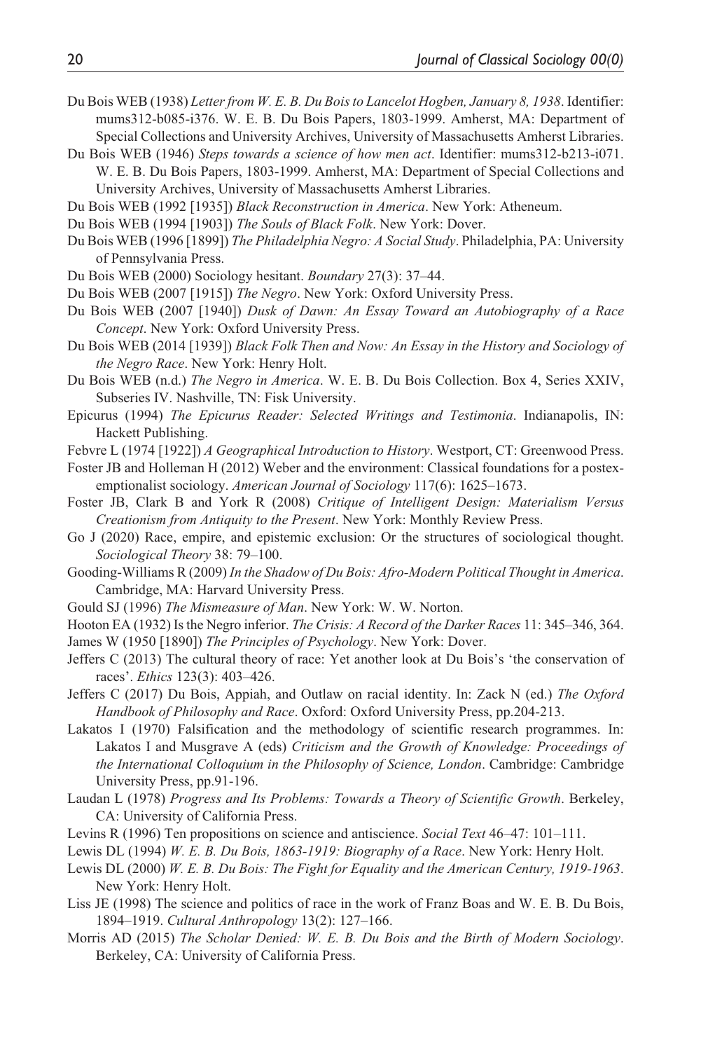Du Bois WEB (1938) *Letter from W. E. B. Du Bois to Lancelot Hogben, January 8, 1938*. Identifier: mums312-b085-i376. W. E. B. Du Bois Papers, 1803-1999. Amherst, MA: Department of Special Collections and University Archives, University of Massachusetts Amherst Libraries.

Du Bois WEB (1946) *Steps towards a science of how men act*. Identifier: mums312-b213-i071. W. E. B. Du Bois Papers, 1803-1999. Amherst, MA: Department of Special Collections and University Archives, University of Massachusetts Amherst Libraries.

Du Bois WEB (1992 [1935]) *Black Reconstruction in America*. New York: Atheneum.

Du Bois WEB (1994 [1903]) *The Souls of Black Folk*. New York: Dover.

Du Bois WEB (1996 [1899]) *The Philadelphia Negro: A Social Study*. Philadelphia, PA: University of Pennsylvania Press.

Du Bois WEB (2000) Sociology hesitant. *Boundary* 27(3): 37–44.

Du Bois WEB (2007 [1915]) *The Negro*. New York: Oxford University Press.

Du Bois WEB (2007 [1940]) *Dusk of Dawn: An Essay Toward an Autobiography of a Race Concept*. New York: Oxford University Press.

Du Bois WEB (2014 [1939]) *Black Folk Then and Now: An Essay in the History and Sociology of the Negro Race*. New York: Henry Holt.

Du Bois WEB (n.d.) *The Negro in America*. W. E. B. Du Bois Collection. Box 4, Series XXIV, Subseries IV. Nashville, TN: Fisk University.

Epicurus (1994) *The Epicurus Reader: Selected Writings and Testimonia*. Indianapolis, IN: Hackett Publishing.

Febvre L (1974 [1922]) *A Geographical Introduction to History*. Westport, CT: Greenwood Press.

Foster JB and Holleman H (2012) Weber and the environment: Classical foundations for a postexemptionalist sociology. *American Journal of Sociology* 117(6): 1625–1673.

Foster JB, Clark B and York R (2008) *Critique of Intelligent Design: Materialism Versus Creationism from Antiquity to the Present*. New York: Monthly Review Press.

Go J (2020) Race, empire, and epistemic exclusion: Or the structures of sociological thought. *Sociological Theory* 38: 79–100.

Gooding-Williams R (2009) *In the Shadow of Du Bois: Afro-Modern Political Thought in America*. Cambridge, MA: Harvard University Press.

Gould SJ (1996) *The Mismeasure of Man*. New York: W. W. Norton.

Hooton EA (1932) Is the Negro inferior. *The Crisis: A Record of the Darker Races* 11: 345–346, 364.

James W (1950 [1890]) *The Principles of Psychology*. New York: Dover.

Jeffers C (2013) The cultural theory of race: Yet another look at Du Bois's 'the conservation of races'. *Ethics* 123(3): 403–426.

Jeffers C (2017) Du Bois, Appiah, and Outlaw on racial identity. In: Zack N (ed.) *The Oxford Handbook of Philosophy and Race*. Oxford: Oxford University Press, pp.204-213.

Lakatos I (1970) Falsification and the methodology of scientific research programmes. In: Lakatos I and Musgrave A (eds) *Criticism and the Growth of Knowledge: Proceedings of the International Colloquium in the Philosophy of Science, London*. Cambridge: Cambridge University Press, pp.91-196.

Laudan L (1978) *Progress and Its Problems: Towards a Theory of Scientific Growth*. Berkeley, CA: University of California Press.

Levins R (1996) Ten propositions on science and antiscience. *Social Text* 46–47: 101–111.

Lewis DL (1994) *W. E. B. Du Bois, 1863-1919: Biography of a Race*. New York: Henry Holt.

Lewis DL (2000) *W. E. B. Du Bois: The Fight for Equality and the American Century, 1919-1963*. New York: Henry Holt.

Liss JE (1998) The science and politics of race in the work of Franz Boas and W. E. B. Du Bois, 1894–1919. *Cultural Anthropology* 13(2): 127–166.

Morris AD (2015) *The Scholar Denied: W. E. B. Du Bois and the Birth of Modern Sociology*. Berkeley, CA: University of California Press.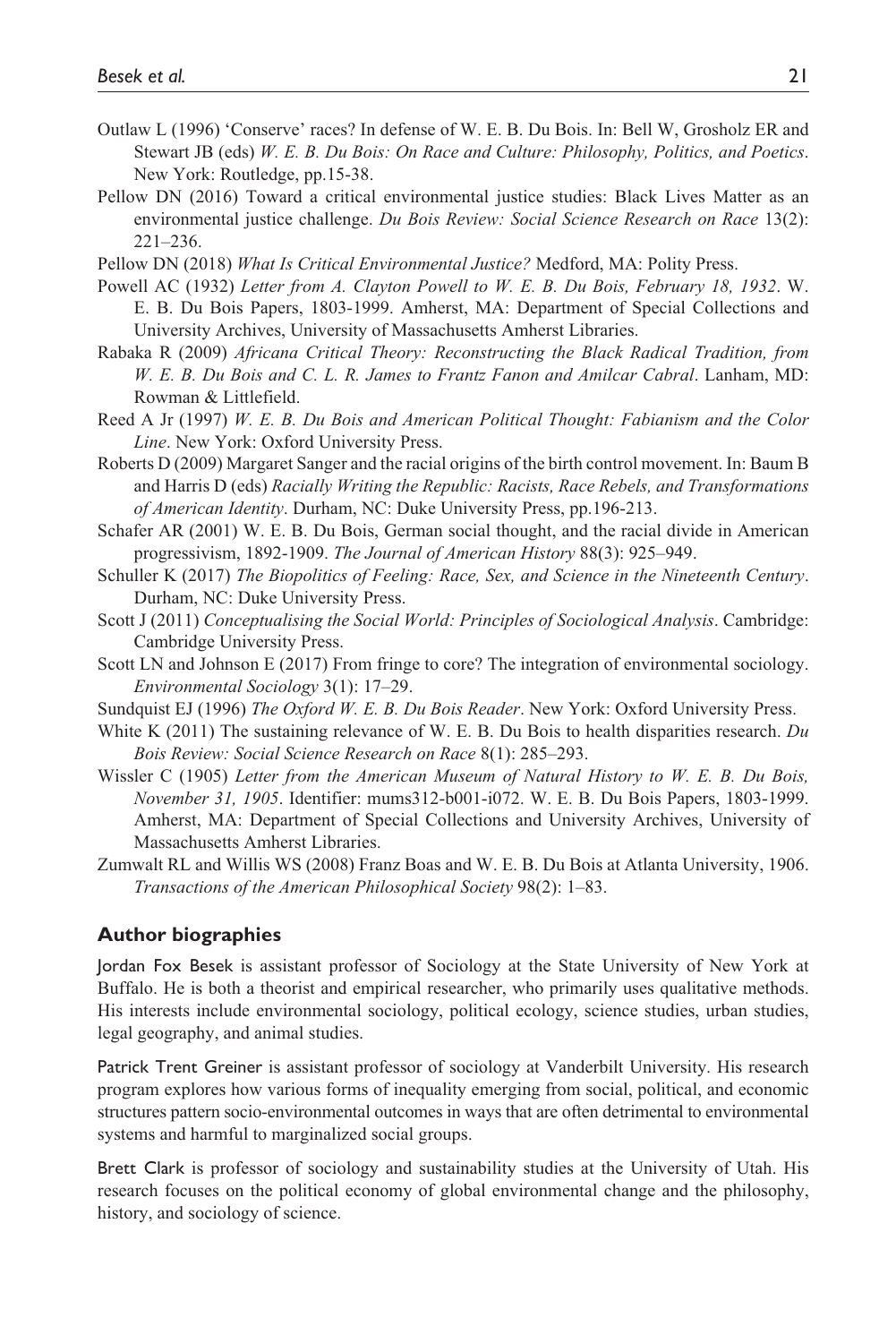Outlaw L (1996) 'Conserve' races? In defense of W. E. B. Du Bois. In: Bell W, Grosholz ER and Stewart JB (eds) *W. E. B. Du Bois: On Race and Culture: Philosophy, Politics, and Poetics*. New York: Routledge, pp.15-38.

Pellow DN (2016) Toward a critical environmental justice studies: Black Lives Matter as an environmental justice challenge. *Du Bois Review: Social Science Research on Race* 13(2): 221–236.

Pellow DN (2018) *What Is Critical Environmental Justice?* Medford, MA: Polity Press.

Powell AC (1932) *Letter from A. Clayton Powell to W. E. B. Du Bois, February 18, 1932*. W. E. B. Du Bois Papers, 1803-1999. Amherst, MA: Department of Special Collections and University Archives, University of Massachusetts Amherst Libraries.

Rabaka R (2009) *Africana Critical Theory: Reconstructing the Black Radical Tradition, from W. E. B. Du Bois and C. L. R. James to Frantz Fanon and Amilcar Cabral*. Lanham, MD: Rowman & Littlefield.

Reed A Jr (1997) *W. E. B. Du Bois and American Political Thought: Fabianism and the Color Line*. New York: Oxford University Press.

Roberts D (2009) Margaret Sanger and the racial origins of the birth control movement. In: Baum B and Harris D (eds) *Racially Writing the Republic: Racists, Race Rebels, and Transformations of American Identity*. Durham, NC: Duke University Press, pp.196-213.

Schafer AR (2001) W. E. B. Du Bois, German social thought, and the racial divide in American progressivism, 1892-1909. *The Journal of American History* 88(3): 925–949.

Schuller K (2017) *The Biopolitics of Feeling: Race, Sex, and Science in the Nineteenth Century*. Durham, NC: Duke University Press.

Scott J (2011) *Conceptualising the Social World: Principles of Sociological Analysis*. Cambridge: Cambridge University Press.

Scott LN and Johnson E (2017) From fringe to core? The integration of environmental sociology. *Environmental Sociology* 3(1): 17–29.

Sundquist EJ (1996) *The Oxford W. E. B. Du Bois Reader*. New York: Oxford University Press.

White K (2011) The sustaining relevance of W. E. B. Du Bois to health disparities research. *Du Bois Review: Social Science Research on Race* 8(1): 285–293.

Wissler C (1905) *Letter from the American Museum of Natural History to W. E. B. Du Bois, November 31, 1905*. Identifier: mums312-b001-i072. W. E. B. Du Bois Papers, 1803-1999. Amherst, MA: Department of Special Collections and University Archives, University of Massachusetts Amherst Libraries.

Zumwalt RL and Willis WS (2008) Franz Boas and W. E. B. Du Bois at Atlanta University, 1906. *Transactions of the American Philosophical Society* 98(2): 1–83.

## Author biographies

Jordan Fox Besek is assistant professor of Sociology at the State University of New York at Buffalo. He is both a theorist and empirical researcher, who primarily uses qualitative methods. His interests include environmental sociology, political ecology, science studies, urban studies, legal geography, and animal studies.

Patrick Trent Greiner is assistant professor of sociology at Vanderbilt University. His research program explores how various forms of inequality emerging from social, political, and economic structures pattern socio-environmental outcomes in ways that are often detrimental to environmental systems and harmful to marginalized social groups.

Brett Clark is professor of sociology and sustainability studies at the University of Utah. His research focuses on the political economy of global environmental change and the philosophy, history, and sociology of science.